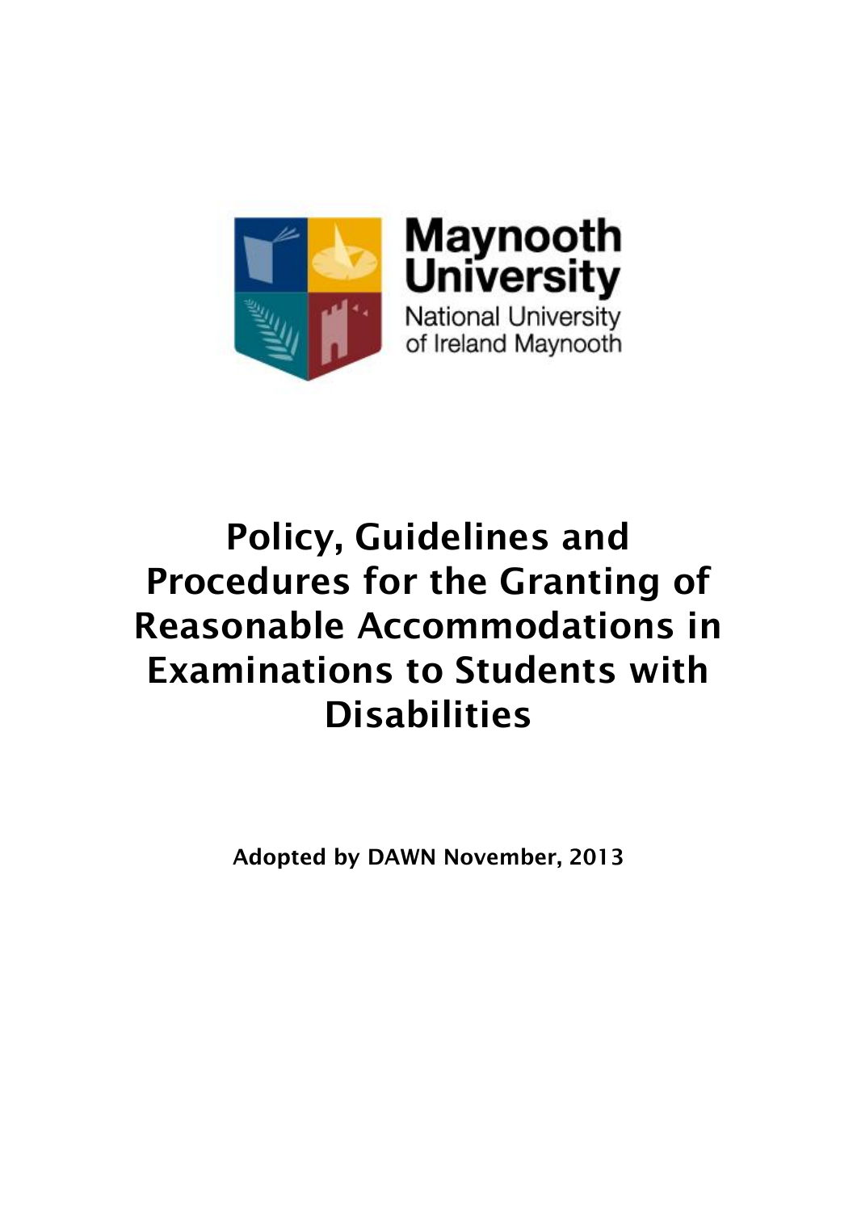Maynooth University

National University of Ireland Maynooth

# Policy, Guidelines and Procedures for the Granting of Reasonable Accommodations in Examinations to Students with Disabilities

**Adopted by DAWN November, 2013**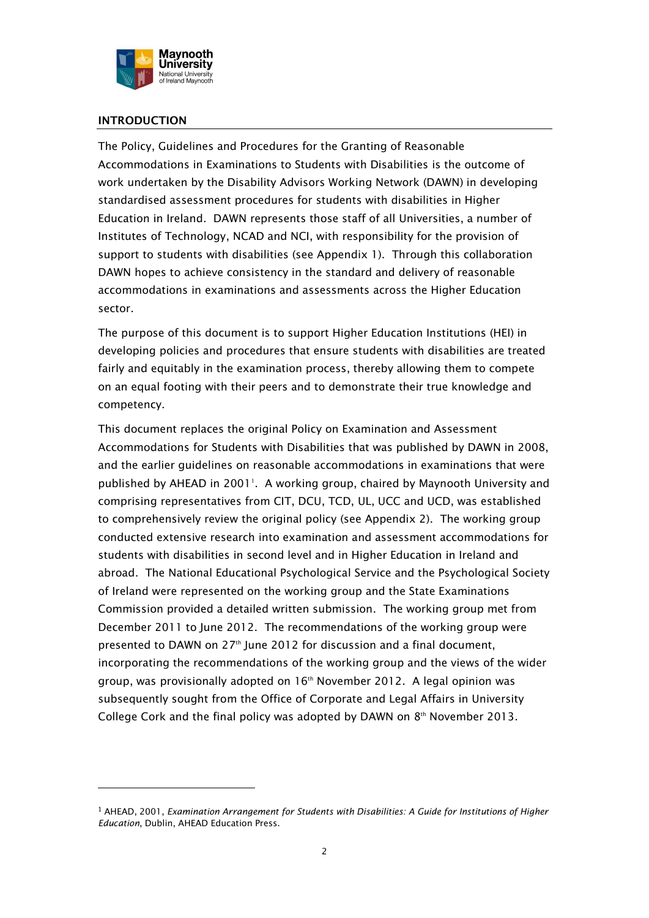## INTRODUCTION

The Policy, Guidelines and Procedures for the Granting of Reasonable Accommodations in Examinations to Students with Disabilities is the outcome of work undertaken by the Disability Advisors Working Network (DAWN) in developing standardised assessment procedures for students with disabilities in Higher Education in Ireland. DAWN represents those staff of all Universities, a number of Institutes of Technology, NCAD and NCI, with responsibility for the provision of support to students with disabilities (see Appendix 1). Through this collaboration DAWN hopes to achieve consistency in the standard and delivery of reasonable accommodations in examinations and assessments across the Higher Education sector.

The purpose of this document is to support Higher Education Institutions (HEI) in developing policies and procedures that ensure students with disabilities are treated fairly and equitably in the examination process, thereby allowing them to compete on an equal footing with their peers and to demonstrate their true knowledge and competency.

This document replaces the original Policy on Examination and Assessment Accommodations for Students with Disabilities that was published by DAWN in 2008, and the earlier guidelines on reasonable accommodations in examinations that were published by AHEAD in 2001[1]. A working group, chaired by Maynooth University and comprising representatives from CIT, DCU, TCD, UL, UCC and UCD, was established to comprehensively review the original policy (see Appendix 2). The working group conducted extensive research into examination and assessment accommodations for students with disabilities in second level and in Higher Education in Ireland and abroad. The National Educational Psychological Service and the Psychological Society of Ireland were represented on the working group and the State Examinations Commission provided a detailed written submission. The working group met from December 2011 to June 2012. The recommendations of the working group were presented to DAWN on 27th June 2012 for discussion and a final document, incorporating the recommendations of the working group and the views of the wider group, was provisionally adopted on 16th November 2012. A legal opinion was subsequently sought from the Office of Corporate and Legal Affairs in University College Cork and the final policy was adopted by DAWN on 8th November 2013.

---

[1] AHEAD, 2001, *Examination Arrangement for Students with Disabilities: A Guide for Institutions of Higher Education*, Dublin, AHEAD Education Press.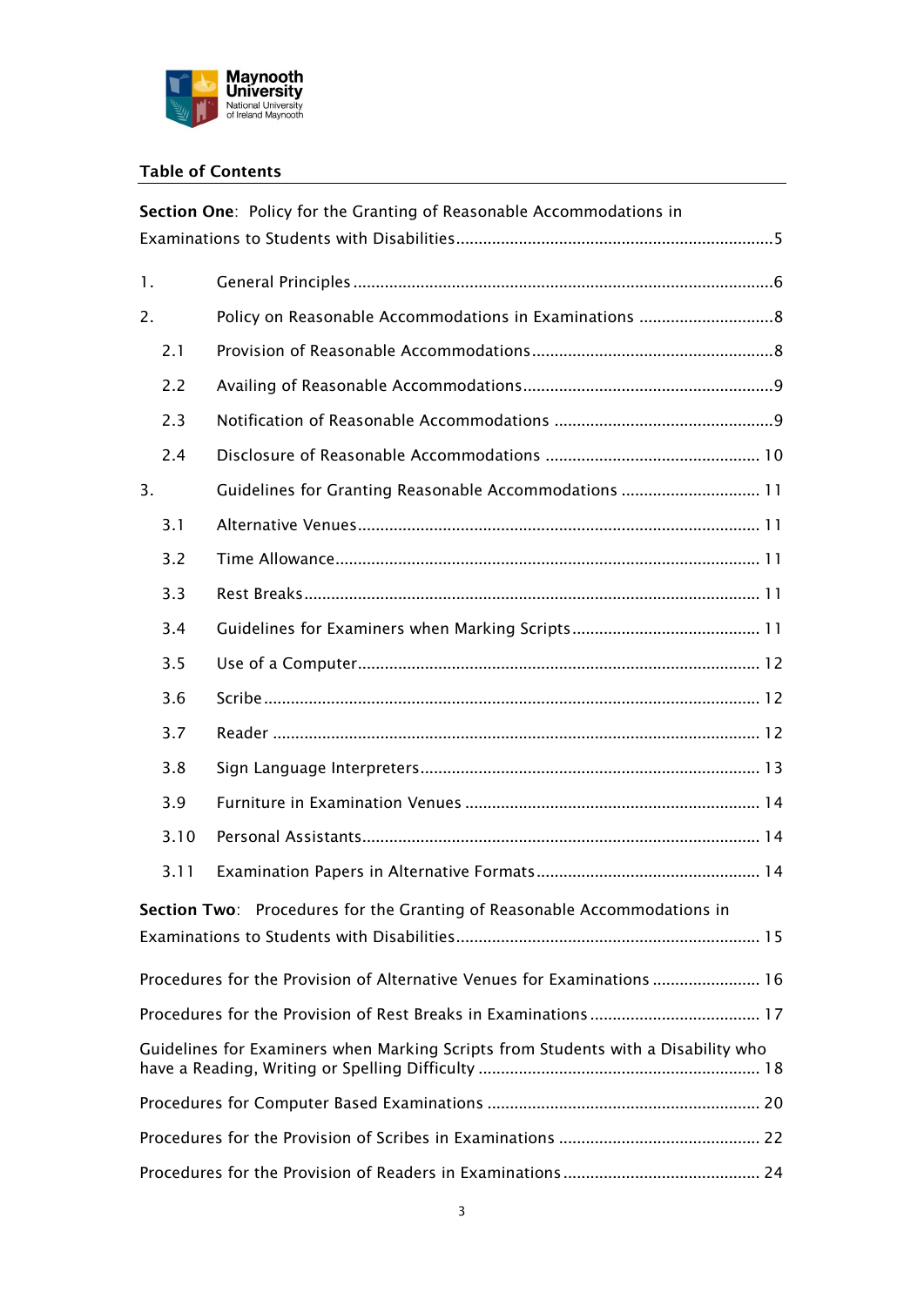## Table of Contents

**Section One**: Policy for the Granting of Reasonable Accommodations in Examinations to Students with Disabilities ..... 5

1. General Principles ..... 6
2. Policy on Reasonable Accommodations in Examinations ..... 8
   - 2.1 Provision of Reasonable Accommodations ..... 8
   - 2.2 Availing of Reasonable Accommodations ..... 9
   - 2.3 Notification of Reasonable Accommodations ..... 9
   - 2.4 Disclosure of Reasonable Accommodations ..... 10
3. Guidelines for Granting Reasonable Accommodations ..... 11
   - 3.1 Alternative Venues ..... 11
   - 3.2 Time Allowance ..... 11
   - 3.3 Rest Breaks ..... 11
   - 3.4 Guidelines for Examiners when Marking Scripts ..... 11
   - 3.5 Use of a Computer ..... 12
   - 3.6 Scribe ..... 12
   - 3.7 Reader ..... 12
   - 3.8 Sign Language Interpreters ..... 13
   - 3.9 Furniture in Examination Venues ..... 14
   - 3.10 Personal Assistants ..... 14
   - 3.11 Examination Papers in Alternative Formats ..... 14

**Section Two**: Procedures for the Granting of Reasonable Accommodations in Examinations to Students with Disabilities ..... 15

Procedures for the Provision of Alternative Venues for Examinations ..... 16

Procedures for the Provision of Rest Breaks in Examinations ..... 17

Guidelines for Examiners when Marking Scripts from Students with a Disability who have a Reading, Writing or Spelling Difficulty ..... 18

Procedures for Computer Based Examinations ..... 20

Procedures for the Provision of Scribes in Examinations ..... 22

Procedures for the Provision of Readers in Examinations ..... 24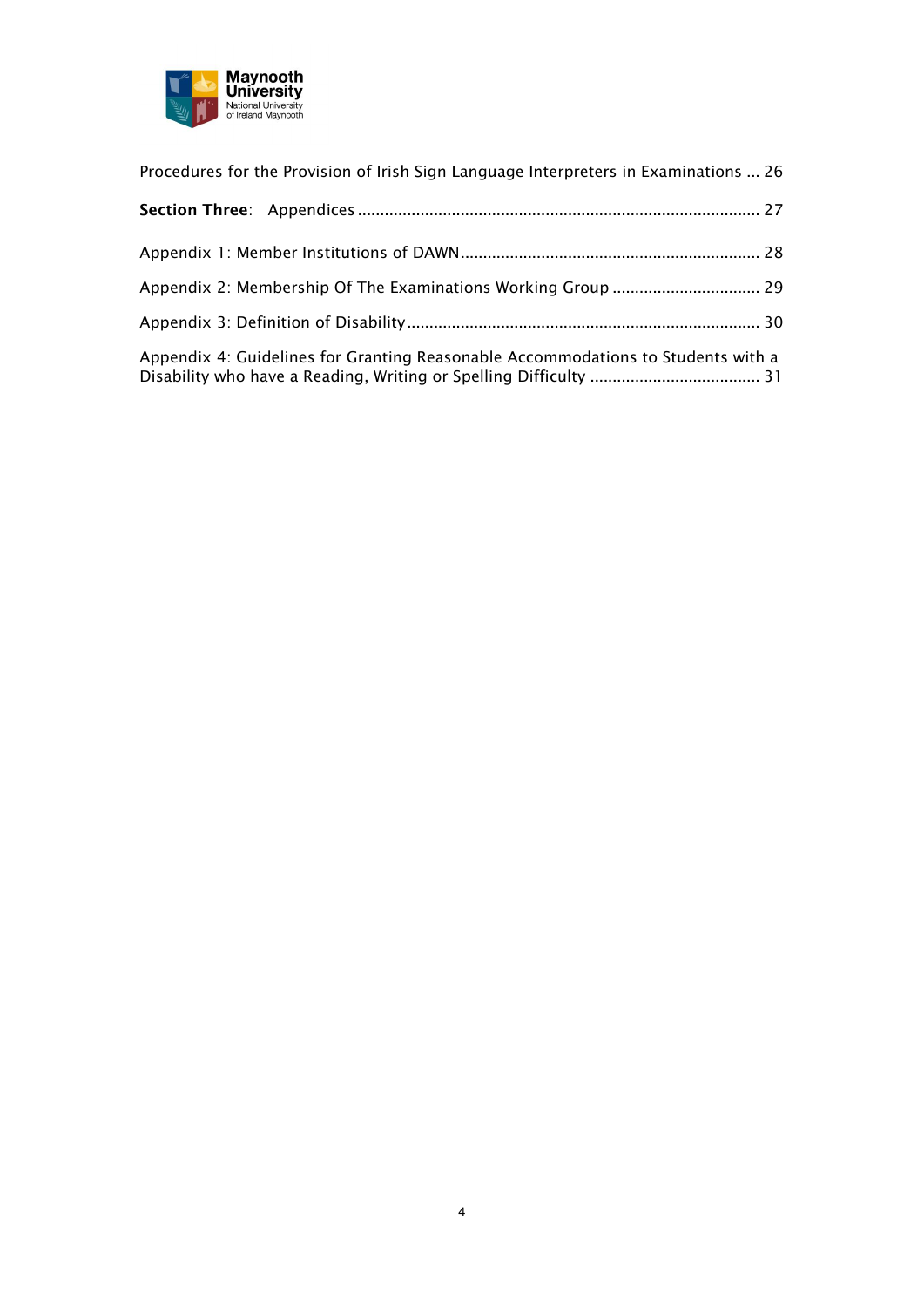Procedures for the Provision of Irish Sign Language Interpreters in Examinations ... 26

**Section Three**: Appendices ........................................................................................ 27

Appendix 1: Member Institutions of DAWN .................................................................. 28

Appendix 2: Membership Of The Examinations Working Group ................................. 29

Appendix 3: Definition of Disability .............................................................................. 30

Appendix 4: Guidelines for Granting Reasonable Accommodations to Students with a Disability who have a Reading, Writing or Spelling Difficulty ...................................... 31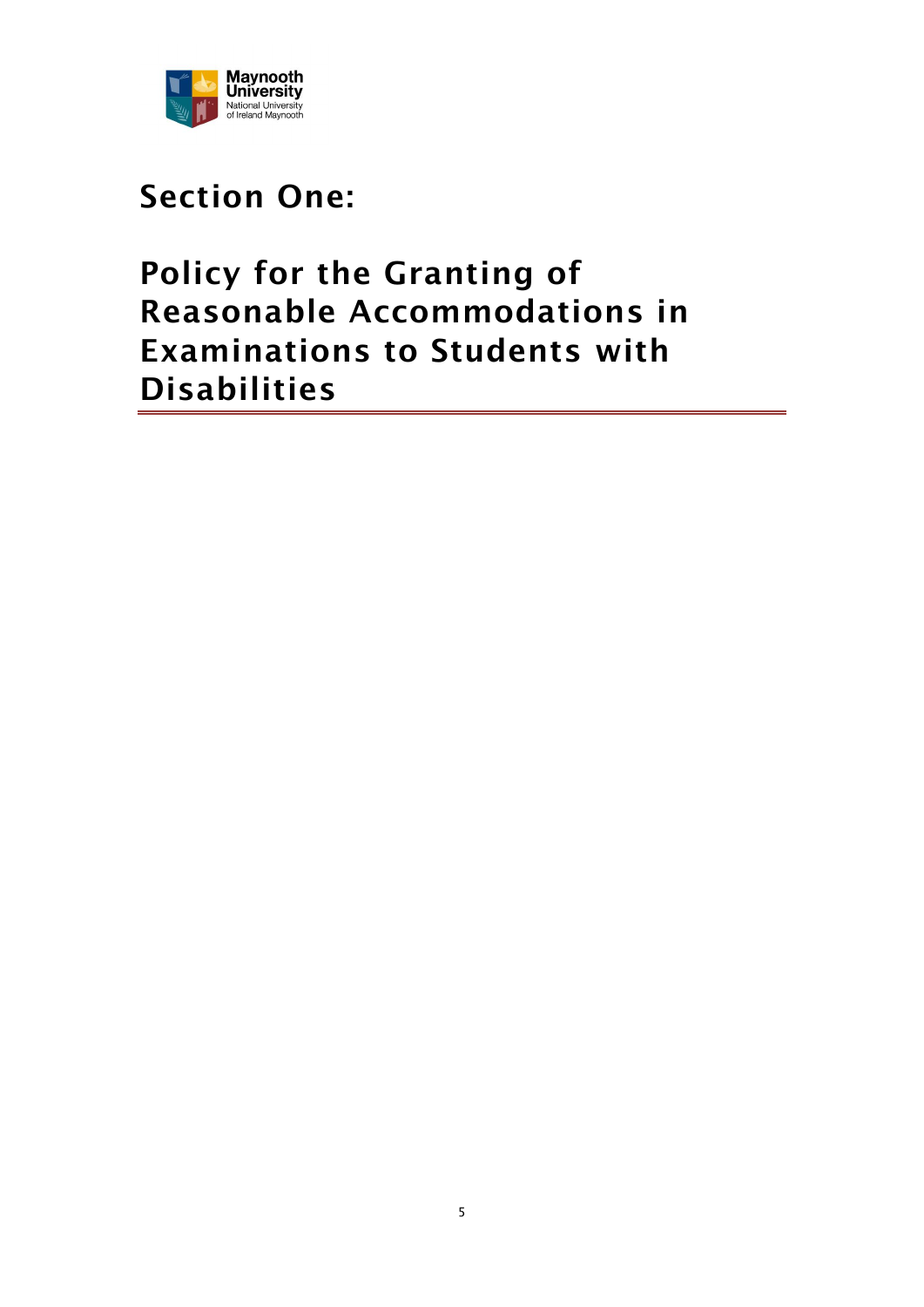# Section One:

# Policy for the Granting of Reasonable Accommodations in Examinations to Students with Disabilities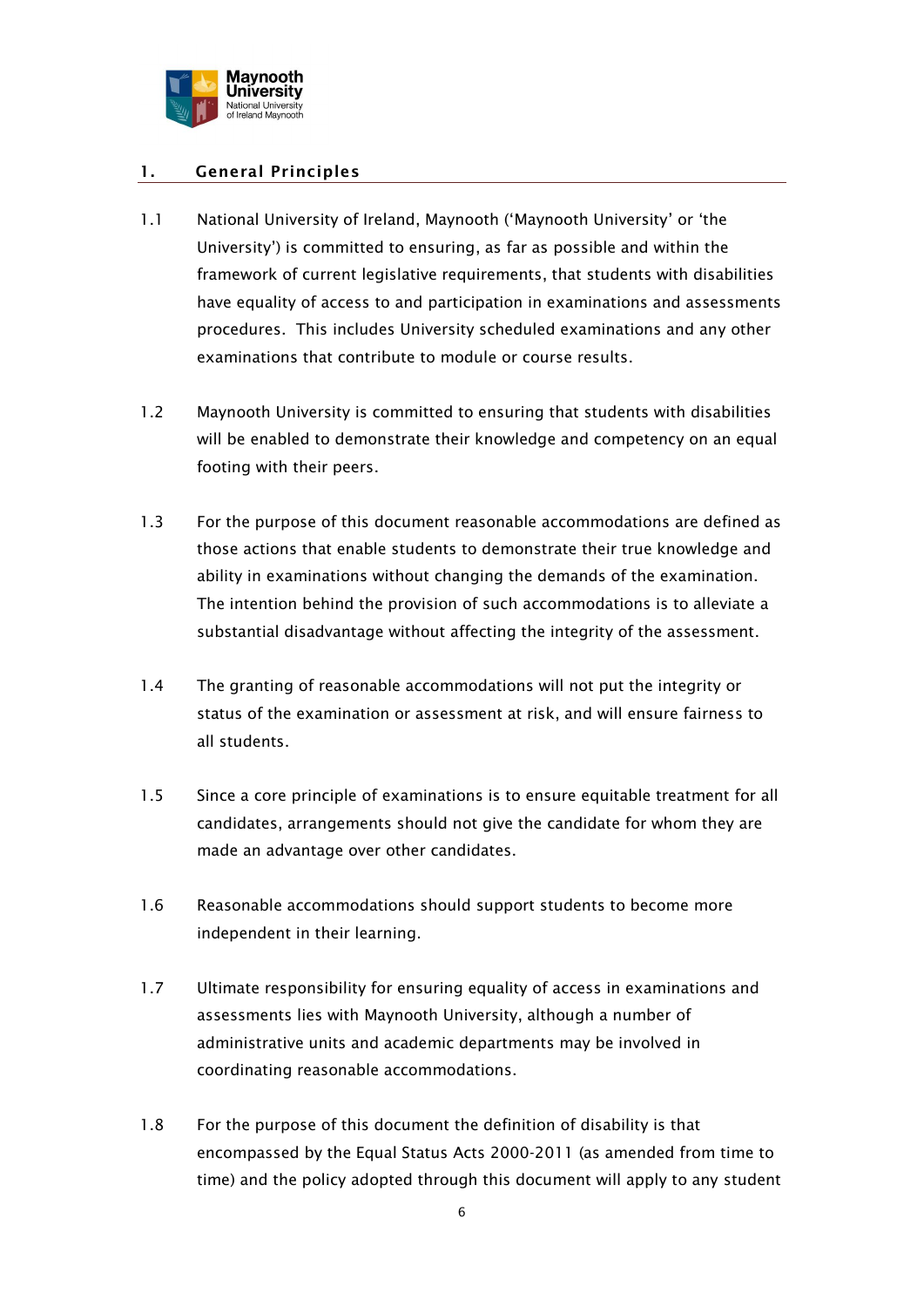## 1. General Principles

1.1 National University of Ireland, Maynooth ('Maynooth University' or 'the University') is committed to ensuring, as far as possible and within the framework of current legislative requirements, that students with disabilities have equality of access to and participation in examinations and assessments procedures. This includes University scheduled examinations and any other examinations that contribute to module or course results.

1.2 Maynooth University is committed to ensuring that students with disabilities will be enabled to demonstrate their knowledge and competency on an equal footing with their peers.

1.3 For the purpose of this document reasonable accommodations are defined as those actions that enable students to demonstrate their true knowledge and ability in examinations without changing the demands of the examination. The intention behind the provision of such accommodations is to alleviate a substantial disadvantage without affecting the integrity of the assessment.

1.4 The granting of reasonable accommodations will not put the integrity or status of the examination or assessment at risk, and will ensure fairness to all students.

1.5 Since a core principle of examinations is to ensure equitable treatment for all candidates, arrangements should not give the candidate for whom they are made an advantage over other candidates.

1.6 Reasonable accommodations should support students to become more independent in their learning.

1.7 Ultimate responsibility for ensuring equality of access in examinations and assessments lies with Maynooth University, although a number of administrative units and academic departments may be involved in coordinating reasonable accommodations.

1.8 For the purpose of this document the definition of disability is that encompassed by the Equal Status Acts 2000-2011 (as amended from time to time) and the policy adopted through this document will apply to any student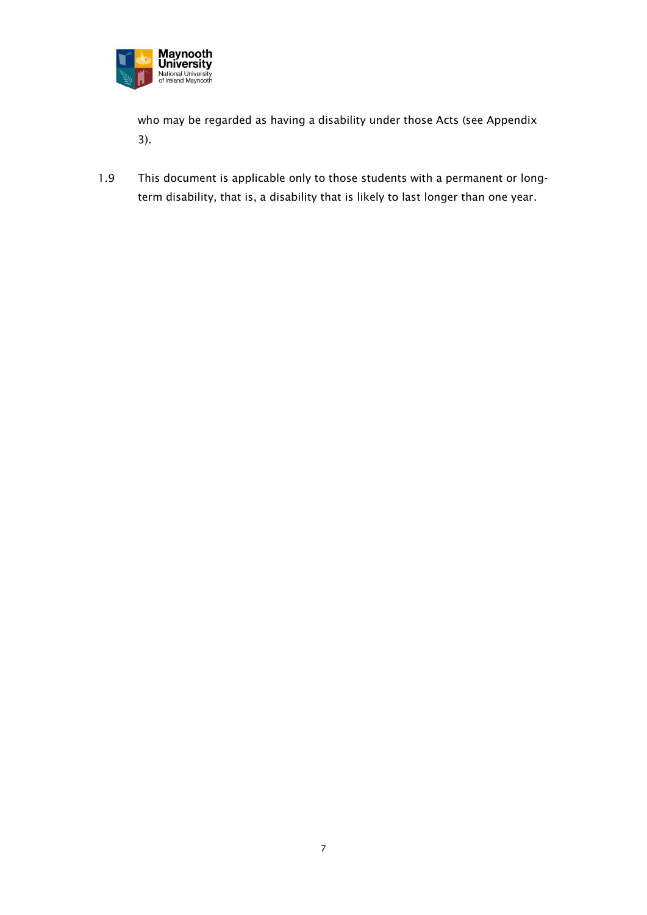who may be regarded as having a disability under those Acts (see Appendix 3).

1.9 This document is applicable only to those students with a permanent or long-term disability, that is, a disability that is likely to last longer than one year.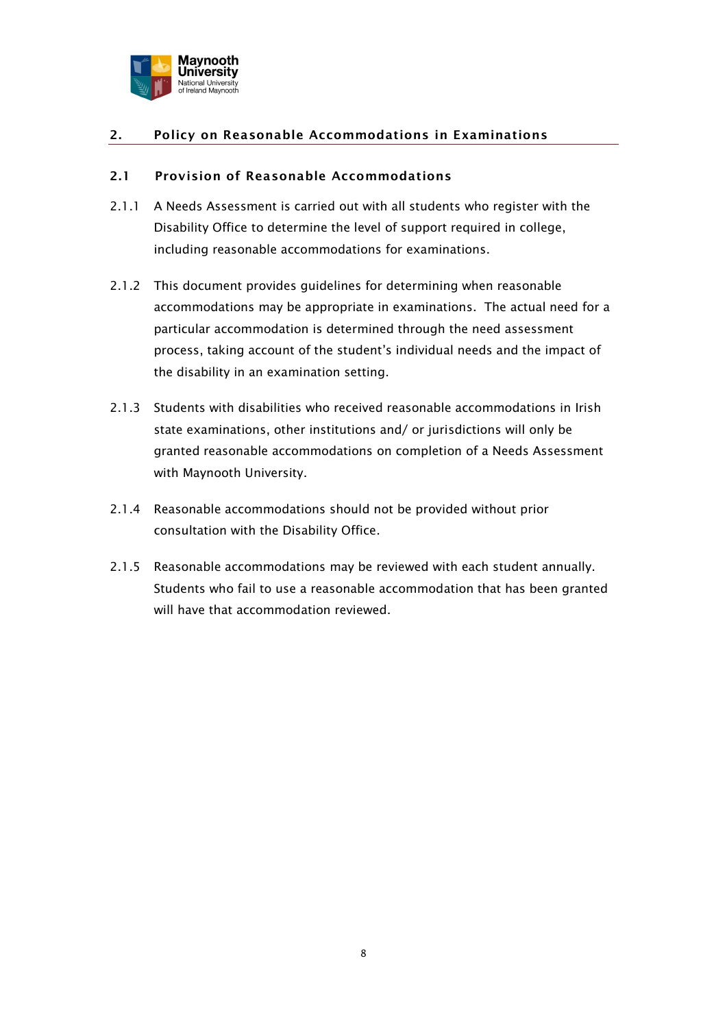## 2. Policy on Reasonable Accommodations in Examinations

### 2.1 Provision of Reasonable Accommodations

2.1.1 A Needs Assessment is carried out with all students who register with the Disability Office to determine the level of support required in college, including reasonable accommodations for examinations.

2.1.2 This document provides guidelines for determining when reasonable accommodations may be appropriate in examinations. The actual need for a particular accommodation is determined through the need assessment process, taking account of the student's individual needs and the impact of the disability in an examination setting.

2.1.3 Students with disabilities who received reasonable accommodations in Irish state examinations, other institutions and/ or jurisdictions will only be granted reasonable accommodations on completion of a Needs Assessment with Maynooth University.

2.1.4 Reasonable accommodations should not be provided without prior consultation with the Disability Office.

2.1.5 Reasonable accommodations may be reviewed with each student annually. Students who fail to use a reasonable accommodation that has been granted will have that accommodation reviewed.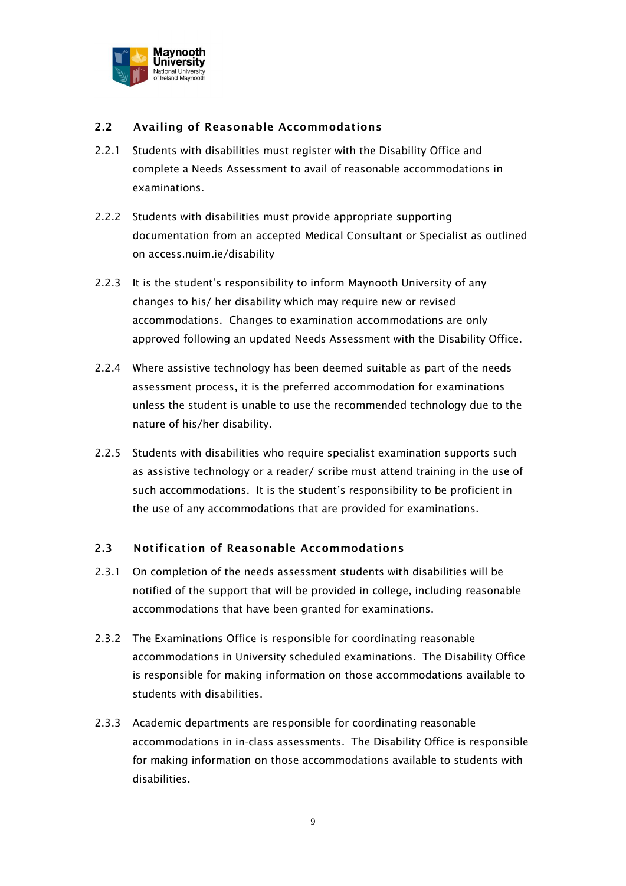## 2.2 Availing of Reasonable Accommodations

2.2.1 Students with disabilities must register with the Disability Office and complete a Needs Assessment to avail of reasonable accommodations in examinations.

2.2.2 Students with disabilities must provide appropriate supporting documentation from an accepted Medical Consultant or Specialist as outlined on access.nuim.ie/disability

2.2.3 It is the student's responsibility to inform Maynooth University of any changes to his/ her disability which may require new or revised accommodations. Changes to examination accommodations are only approved following an updated Needs Assessment with the Disability Office.

2.2.4 Where assistive technology has been deemed suitable as part of the needs assessment process, it is the preferred accommodation for examinations unless the student is unable to use the recommended technology due to the nature of his/her disability.

2.2.5 Students with disabilities who require specialist examination supports such as assistive technology or a reader/ scribe must attend training in the use of such accommodations. It is the student's responsibility to be proficient in the use of any accommodations that are provided for examinations.

## 2.3 Notification of Reasonable Accommodations

2.3.1 On completion of the needs assessment students with disabilities will be notified of the support that will be provided in college, including reasonable accommodations that have been granted for examinations.

2.3.2 The Examinations Office is responsible for coordinating reasonable accommodations in University scheduled examinations. The Disability Office is responsible for making information on those accommodations available to students with disabilities.

2.3.3 Academic departments are responsible for coordinating reasonable accommodations in in-class assessments. The Disability Office is responsible for making information on those accommodations available to students with disabilities.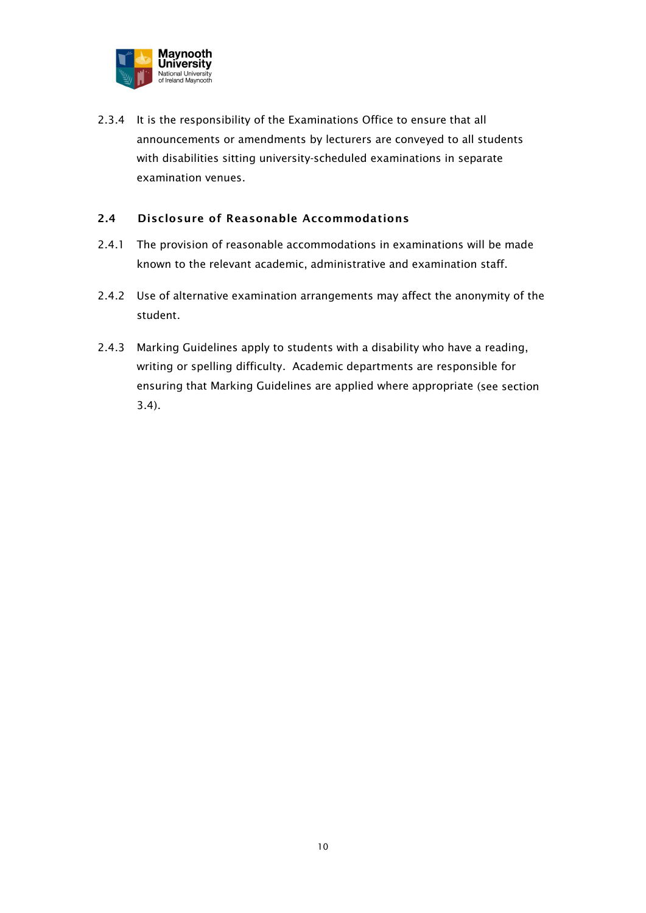2.3.4 It is the responsibility of the Examinations Office to ensure that all announcements or amendments by lecturers are conveyed to all students with disabilities sitting university-scheduled examinations in separate examination venues.

### 2.4 Disclosure of Reasonable Accommodations

2.4.1 The provision of reasonable accommodations in examinations will be made known to the relevant academic, administrative and examination staff.

2.4.2 Use of alternative examination arrangements may affect the anonymity of the student.

2.4.3 Marking Guidelines apply to students with a disability who have a reading, writing or spelling difficulty. Academic departments are responsible for ensuring that Marking Guidelines are applied where appropriate (see section 3.4).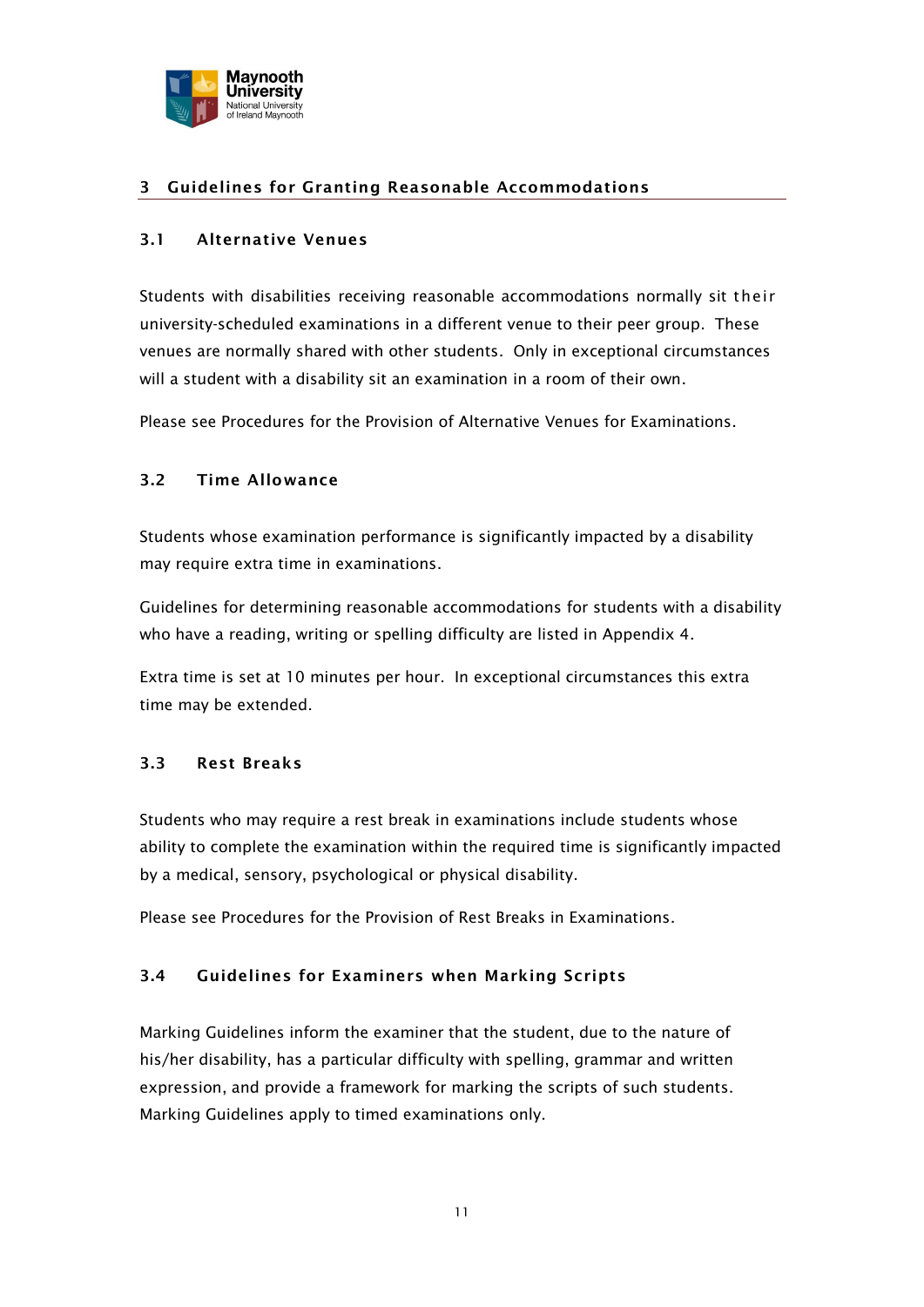# 3 Guidelines for Granting Reasonable Accommodations

## 3.1 Alternative Venues

Students with disabilities receiving reasonable accommodations normally sit their university-scheduled examinations in a different venue to their peer group. These venues are normally shared with other students. Only in exceptional circumstances will a student with a disability sit an examination in a room of their own.

Please see Procedures for the Provision of Alternative Venues for Examinations.

## 3.2 Time Allowance

Students whose examination performance is significantly impacted by a disability may require extra time in examinations.

Guidelines for determining reasonable accommodations for students with a disability who have a reading, writing or spelling difficulty are listed in Appendix 4.

Extra time is set at 10 minutes per hour. In exceptional circumstances this extra time may be extended.

## 3.3 Rest Breaks

Students who may require a rest break in examinations include students whose ability to complete the examination within the required time is significantly impacted by a medical, sensory, psychological or physical disability.

Please see Procedures for the Provision of Rest Breaks in Examinations.

## 3.4 Guidelines for Examiners when Marking Scripts

Marking Guidelines inform the examiner that the student, due to the nature of his/her disability, has a particular difficulty with spelling, grammar and written expression, and provide a framework for marking the scripts of such students. Marking Guidelines apply to timed examinations only.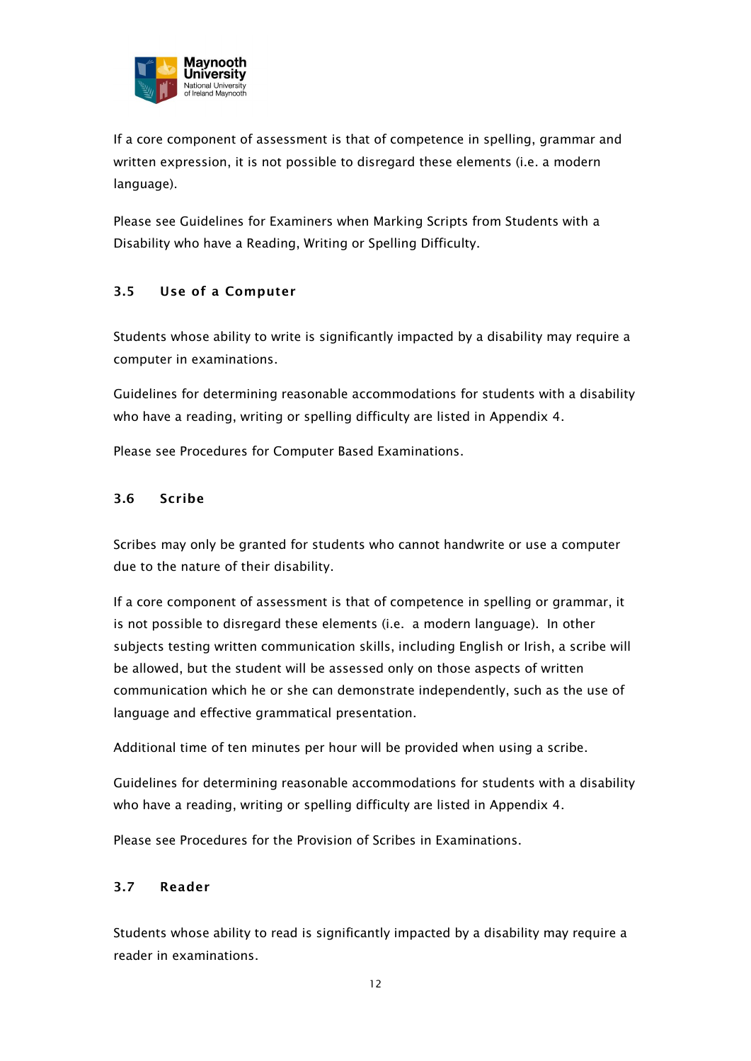If a core component of assessment is that of competence in spelling, grammar and written expression, it is not possible to disregard these elements (i.e. a modern language).

Please see Guidelines for Examiners when Marking Scripts from Students with a Disability who have a Reading, Writing or Spelling Difficulty.

### 3.5 Use of a Computer

Students whose ability to write is significantly impacted by a disability may require a computer in examinations.

Guidelines for determining reasonable accommodations for students with a disability who have a reading, writing or spelling difficulty are listed in Appendix 4.

Please see Procedures for Computer Based Examinations.

### 3.6 Scribe

Scribes may only be granted for students who cannot handwrite or use a computer due to the nature of their disability.

If a core component of assessment is that of competence in spelling or grammar, it is not possible to disregard these elements (i.e. a modern language). In other subjects testing written communication skills, including English or Irish, a scribe will be allowed, but the student will be assessed only on those aspects of written communication which he or she can demonstrate independently, such as the use of language and effective grammatical presentation.

Additional time of ten minutes per hour will be provided when using a scribe.

Guidelines for determining reasonable accommodations for students with a disability who have a reading, writing or spelling difficulty are listed in Appendix 4.

Please see Procedures for the Provision of Scribes in Examinations.

### 3.7 Reader

Students whose ability to read is significantly impacted by a disability may require a reader in examinations.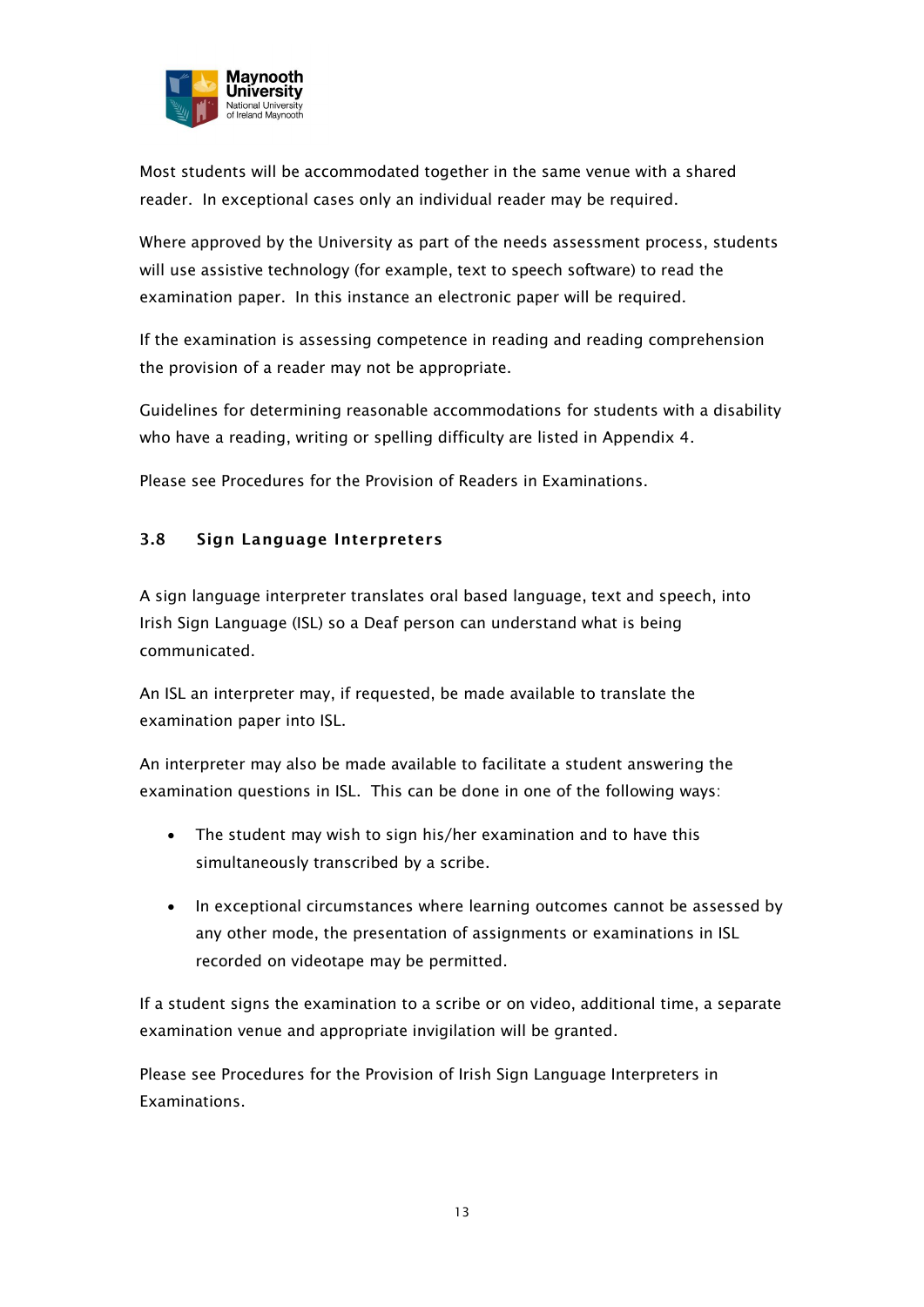Most students will be accommodated together in the same venue with a shared reader. In exceptional cases only an individual reader may be required.

Where approved by the University as part of the needs assessment process, students will use assistive technology (for example, text to speech software) to read the examination paper. In this instance an electronic paper will be required.

If the examination is assessing competence in reading and reading comprehension the provision of a reader may not be appropriate.

Guidelines for determining reasonable accommodations for students with a disability who have a reading, writing or spelling difficulty are listed in Appendix 4.

Please see Procedures for the Provision of Readers in Examinations.

### 3.8 Sign Language Interpreters

A sign language interpreter translates oral based language, text and speech, into Irish Sign Language (ISL) so a Deaf person can understand what is being communicated.

An ISL an interpreter may, if requested, be made available to translate the examination paper into ISL.

An interpreter may also be made available to facilitate a student answering the examination questions in ISL. This can be done in one of the following ways:

- The student may wish to sign his/her examination and to have this simultaneously transcribed by a scribe.
- In exceptional circumstances where learning outcomes cannot be assessed by any other mode, the presentation of assignments or examinations in ISL recorded on videotape may be permitted.

If a student signs the examination to a scribe or on video, additional time, a separate examination venue and appropriate invigilation will be granted.

Please see Procedures for the Provision of Irish Sign Language Interpreters in Examinations.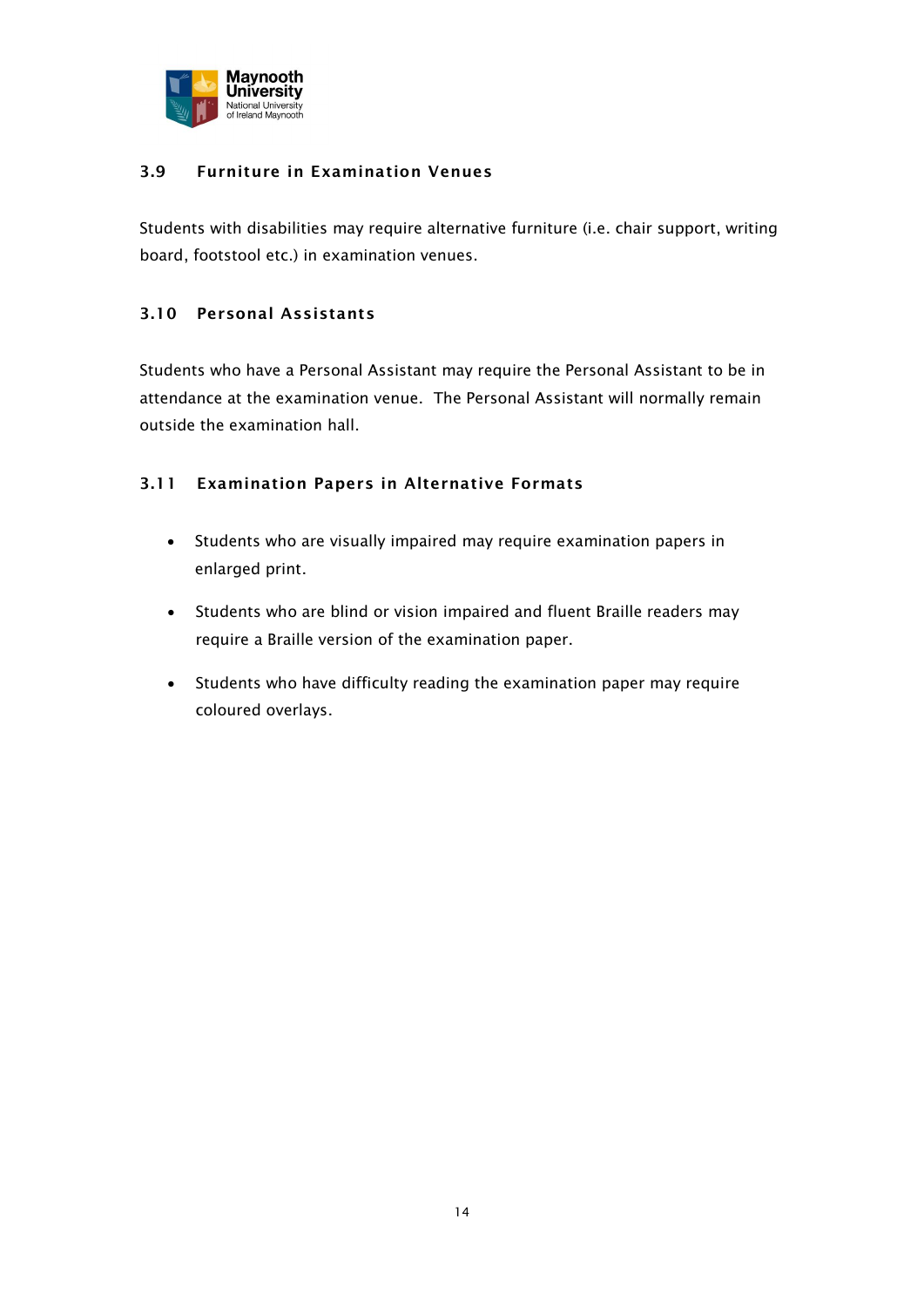### 3.9 Furniture in Examination Venues

Students with disabilities may require alternative furniture (i.e. chair support, writing board, footstool etc.) in examination venues.

### 3.10 Personal Assistants

Students who have a Personal Assistant may require the Personal Assistant to be in attendance at the examination venue. The Personal Assistant will normally remain outside the examination hall.

### 3.11 Examination Papers in Alternative Formats

- Students who are visually impaired may require examination papers in enlarged print.
- Students who are blind or vision impaired and fluent Braille readers may require a Braille version of the examination paper.
- Students who have difficulty reading the examination paper may require coloured overlays.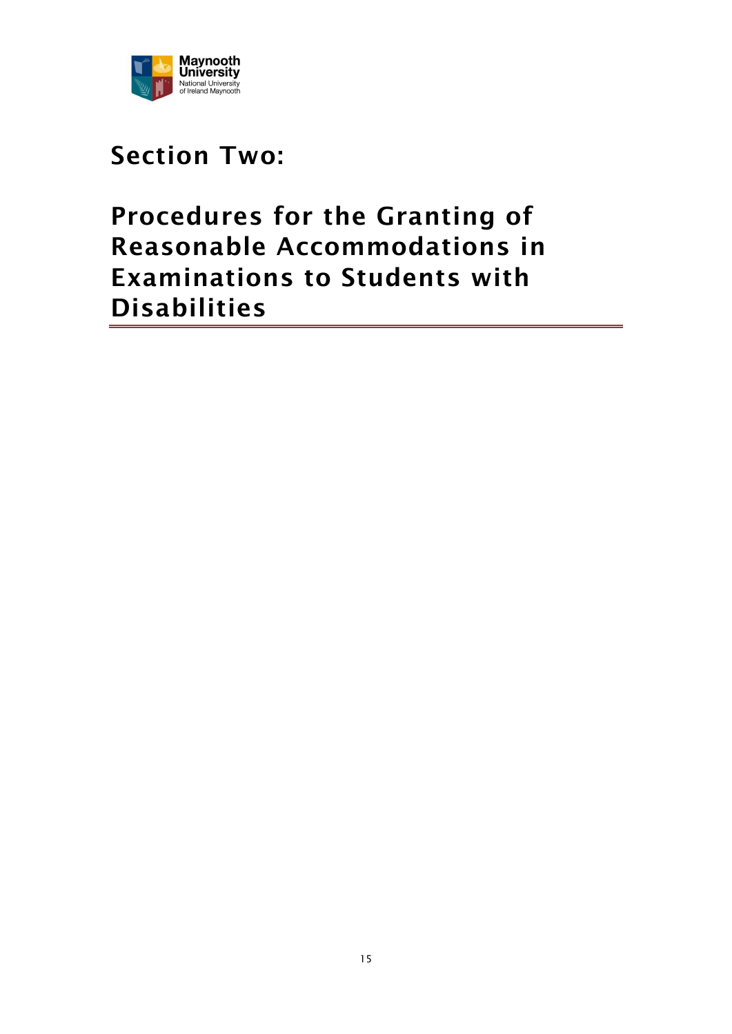# Section Two:

# Procedures for the Granting of Reasonable Accommodations in Examinations to Students with Disabilities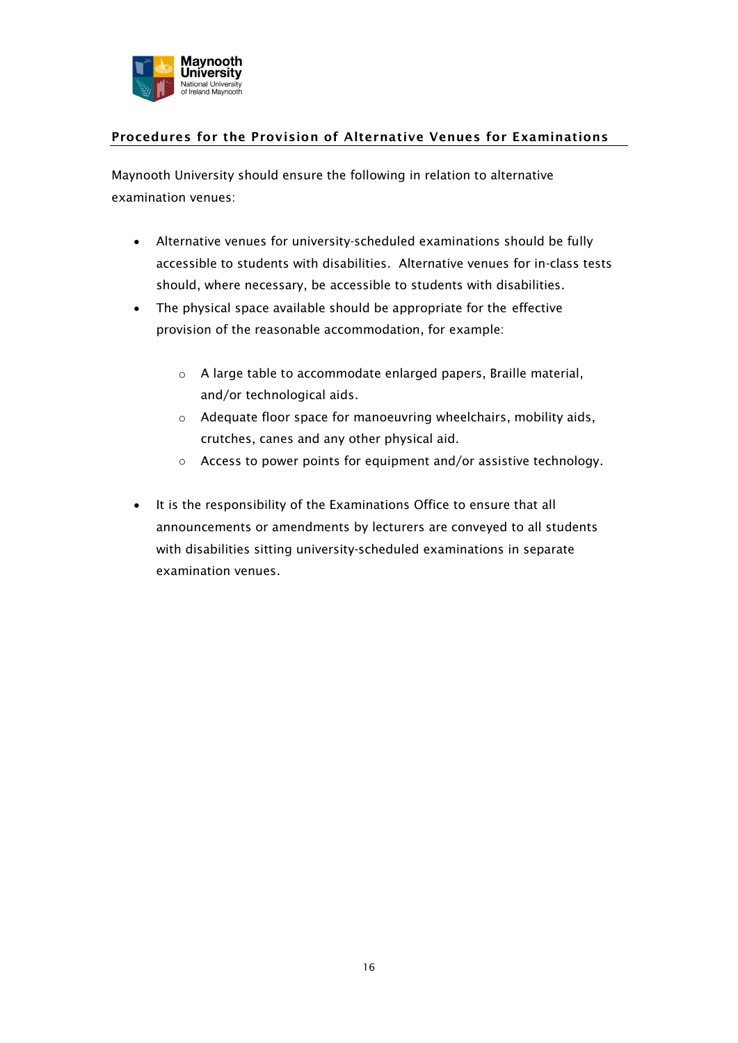## Procedures for the Provision of Alternative Venues for Examinations

Maynooth University should ensure the following in relation to alternative examination venues:

- Alternative venues for university-scheduled examinations should be fully accessible to students with disabilities. Alternative venues for in-class tests should, where necessary, be accessible to students with disabilities.
- The physical space available should be appropriate for the effective provision of the reasonable accommodation, for example:
  - A large table to accommodate enlarged papers, Braille material, and/or technological aids.
  - Adequate floor space for manoeuvring wheelchairs, mobility aids, crutches, canes and any other physical aid.
  - Access to power points for equipment and/or assistive technology.
- It is the responsibility of the Examinations Office to ensure that all announcements or amendments by lecturers are conveyed to all students with disabilities sitting university-scheduled examinations in separate examination venues.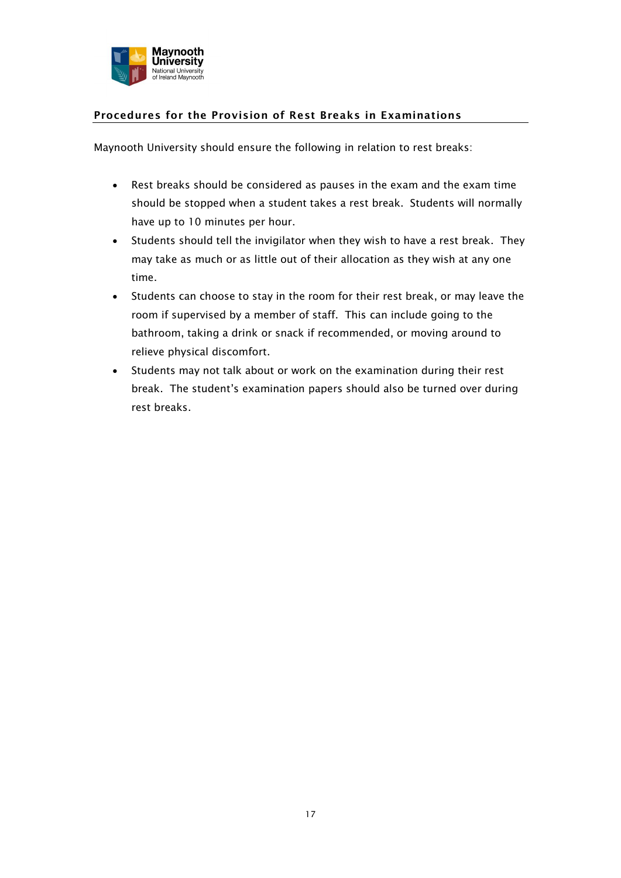## Procedures for the Provision of Rest Breaks in Examinations

Maynooth University should ensure the following in relation to rest breaks:

- Rest breaks should be considered as pauses in the exam and the exam time should be stopped when a student takes a rest break. Students will normally have up to 10 minutes per hour.
- Students should tell the invigilator when they wish to have a rest break. They may take as much or as little out of their allocation as they wish at any one time.
- Students can choose to stay in the room for their rest break, or may leave the room if supervised by a member of staff. This can include going to the bathroom, taking a drink or snack if recommended, or moving around to relieve physical discomfort.
- Students may not talk about or work on the examination during their rest break. The student's examination papers should also be turned over during rest breaks.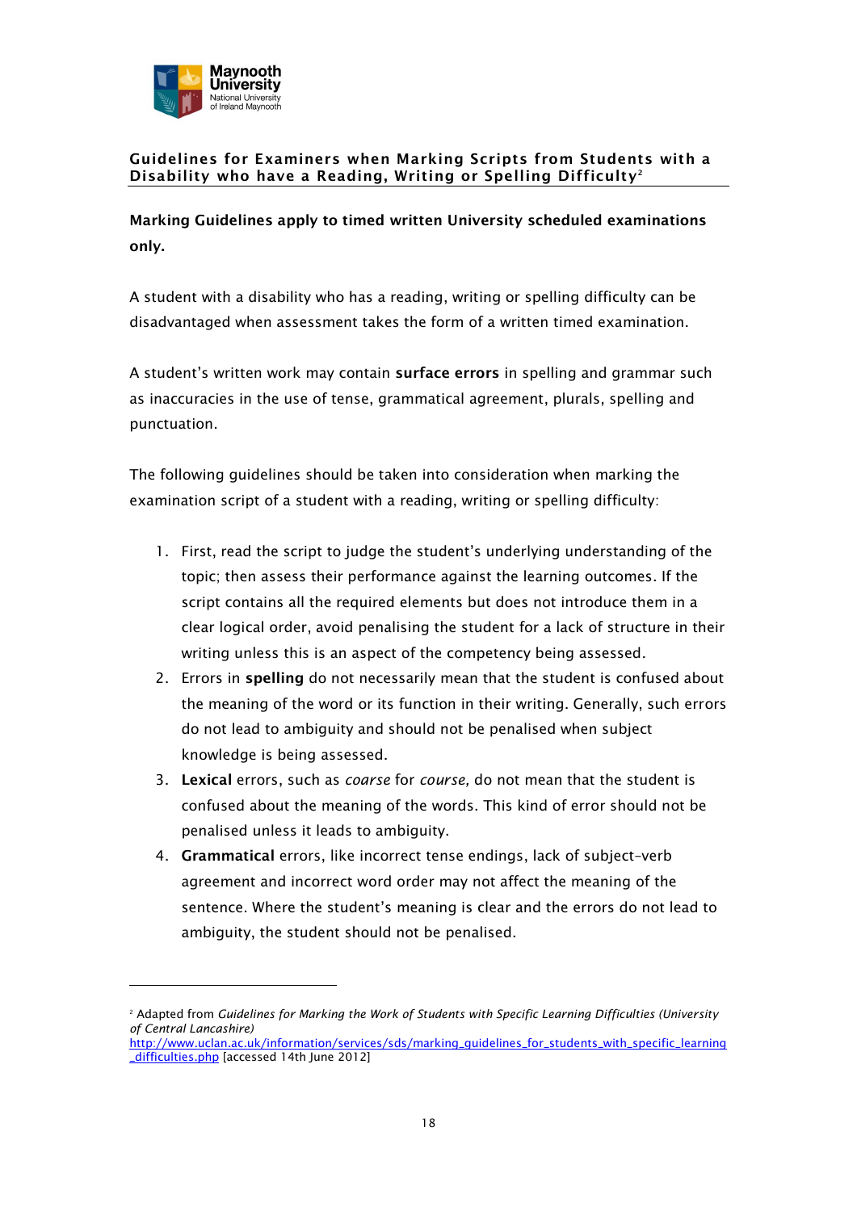## Guidelines for Examiners when Marking Scripts from Students with a Disability who have a Reading, Writing or Spelling Difficulty[2]

**Marking Guidelines apply to timed written University scheduled examinations only.**

A student with a disability who has a reading, writing or spelling difficulty can be disadvantaged when assessment takes the form of a written timed examination.

A student's written work may contain **surface errors** in spelling and grammar such as inaccuracies in the use of tense, grammatical agreement, plurals, spelling and punctuation.

The following guidelines should be taken into consideration when marking the examination script of a student with a reading, writing or spelling difficulty:

1. First, read the script to judge the student's underlying understanding of the topic; then assess their performance against the learning outcomes. If the script contains all the required elements but does not introduce them in a clear logical order, avoid penalising the student for a lack of structure in their writing unless this is an aspect of the competency being assessed.
2. Errors in **spelling** do not necessarily mean that the student is confused about the meaning of the word or its function in their writing. Generally, such errors do not lead to ambiguity and should not be penalised when subject knowledge is being assessed.
3. **Lexical** errors, such as *coarse* for *course,* do not mean that the student is confused about the meaning of the words. This kind of error should not be penalised unless it leads to ambiguity.
4. **Grammatical** errors, like incorrect tense endings, lack of subject-verb agreement and incorrect word order may not affect the meaning of the sentence. Where the student's meaning is clear and the errors do not lead to ambiguity, the student should not be penalised.

---

[2] Adapted from *Guidelines for Marking the Work of Students with Specific Learning Difficulties (University of Central Lancashire)* http://www.uclan.ac.uk/information/services/sds/marking_guidelines_for_students_with_specific_learning_difficulties.php [accessed 14th June 2012]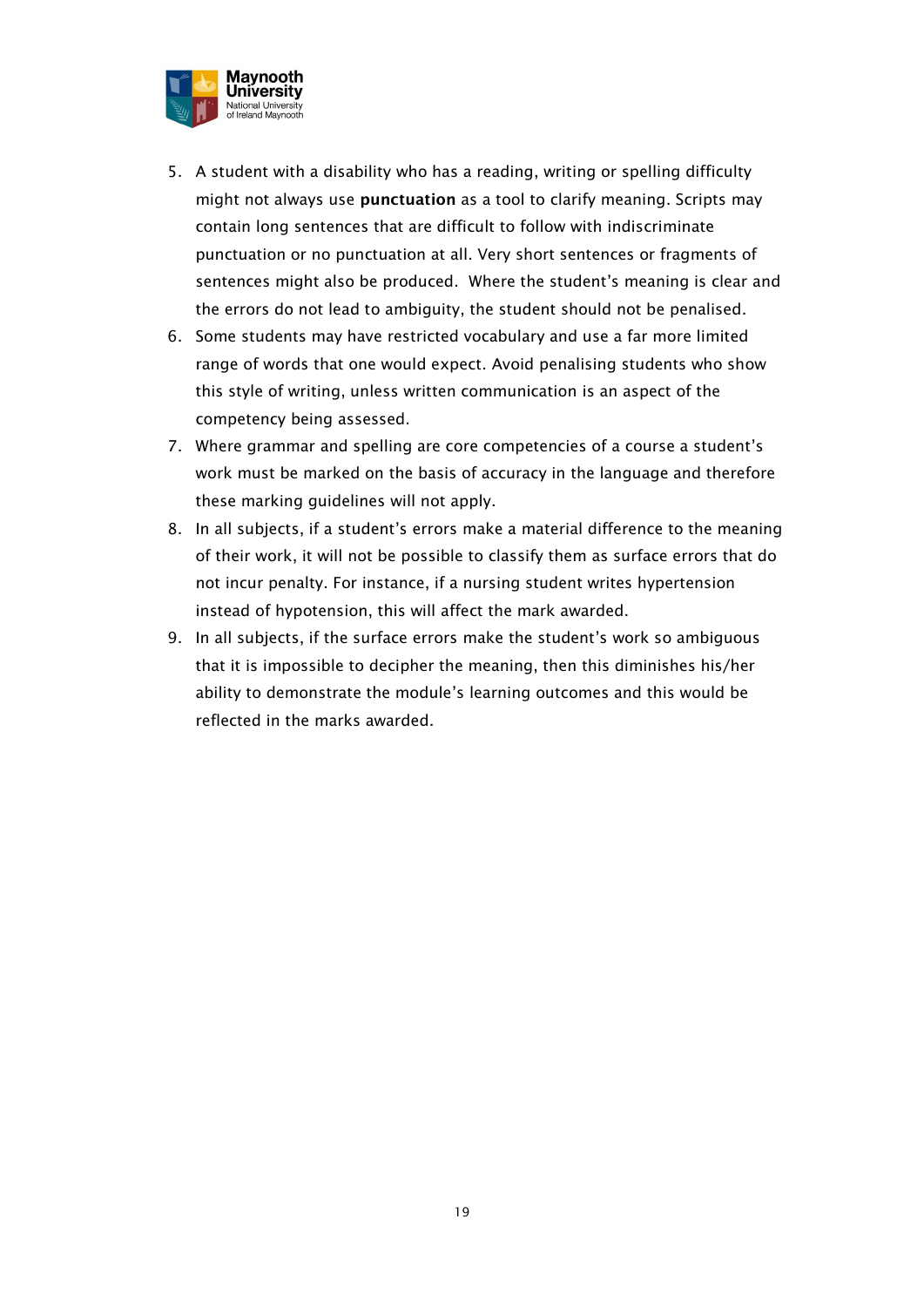5. A student with a disability who has a reading, writing or spelling difficulty might not always use **punctuation** as a tool to clarify meaning. Scripts may contain long sentences that are difficult to follow with indiscriminate punctuation or no punctuation at all. Very short sentences or fragments of sentences might also be produced. Where the student's meaning is clear and the errors do not lead to ambiguity, the student should not be penalised.
6. Some students may have restricted vocabulary and use a far more limited range of words that one would expect. Avoid penalising students who show this style of writing, unless written communication is an aspect of the competency being assessed.
7. Where grammar and spelling are core competencies of a course a student's work must be marked on the basis of accuracy in the language and therefore these marking guidelines will not apply.
8. In all subjects, if a student's errors make a material difference to the meaning of their work, it will not be possible to classify them as surface errors that do not incur penalty. For instance, if a nursing student writes hypertension instead of hypotension, this will affect the mark awarded.
9. In all subjects, if the surface errors make the student's work so ambiguous that it is impossible to decipher the meaning, then this diminishes his/her ability to demonstrate the module's learning outcomes and this would be reflected in the marks awarded.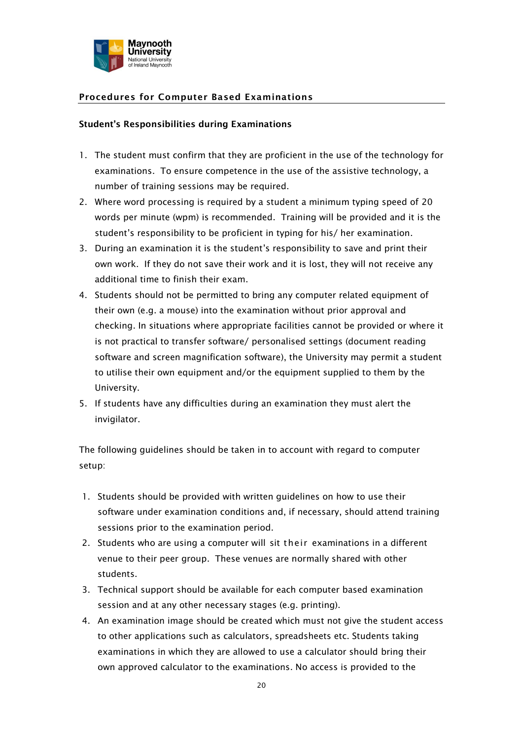## Procedures for Computer Based Examinations

### Student's Responsibilities during Examinations

1. The student must confirm that they are proficient in the use of the technology for examinations. To ensure competence in the use of the assistive technology, a number of training sessions may be required.
2. Where word processing is required by a student a minimum typing speed of 20 words per minute (wpm) is recommended. Training will be provided and it is the student's responsibility to be proficient in typing for his/ her examination.
3. During an examination it is the student's responsibility to save and print their own work. If they do not save their work and it is lost, they will not receive any additional time to finish their exam.
4. Students should not be permitted to bring any computer related equipment of their own (e.g. a mouse) into the examination without prior approval and checking. In situations where appropriate facilities cannot be provided or where it is not practical to transfer software/ personalised settings (document reading software and screen magnification software), the University may permit a student to utilise their own equipment and/or the equipment supplied to them by the University.
5. If students have any difficulties during an examination they must alert the invigilator.

The following guidelines should be taken in to account with regard to computer setup:

1. Students should be provided with written guidelines on how to use their software under examination conditions and, if necessary, should attend training sessions prior to the examination period.
2. Students who are using a computer will sit their examinations in a different venue to their peer group. These venues are normally shared with other students.
3. Technical support should be available for each computer based examination session and at any other necessary stages (e.g. printing).
4. An examination image should be created which must not give the student access to other applications such as calculators, spreadsheets etc. Students taking examinations in which they are allowed to use a calculator should bring their own approved calculator to the examinations. No access is provided to the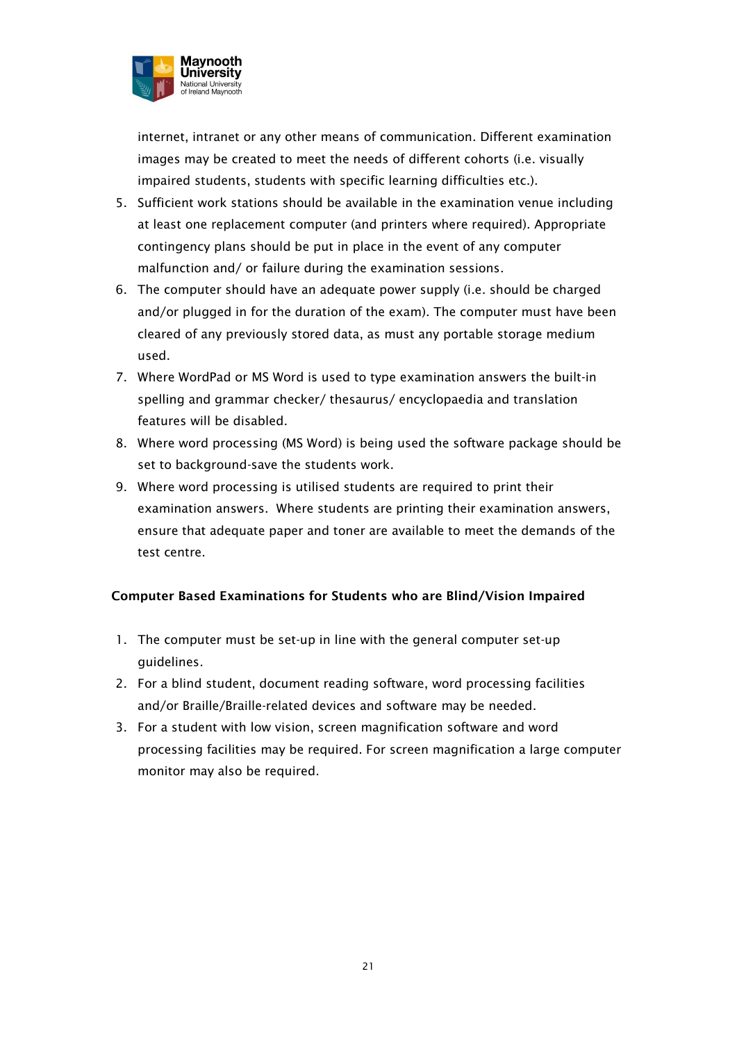internet, intranet or any other means of communication. Different examination images may be created to meet the needs of different cohorts (i.e. visually impaired students, students with specific learning difficulties etc.).

5. Sufficient work stations should be available in the examination venue including at least one replacement computer (and printers where required). Appropriate contingency plans should be put in place in the event of any computer malfunction and/ or failure during the examination sessions.
6. The computer should have an adequate power supply (i.e. should be charged and/or plugged in for the duration of the exam). The computer must have been cleared of any previously stored data, as must any portable storage medium used.
7. Where WordPad or MS Word is used to type examination answers the built-in spelling and grammar checker/ thesaurus/ encyclopaedia and translation features will be disabled.
8. Where word processing (MS Word) is being used the software package should be set to background-save the students work.
9. Where word processing is utilised students are required to print their examination answers. Where students are printing their examination answers, ensure that adequate paper and toner are available to meet the demands of the test centre.

**Computer Based Examinations for Students who are Blind/Vision Impaired**

1. The computer must be set-up in line with the general computer set-up guidelines.
2. For a blind student, document reading software, word processing facilities and/or Braille/Braille-related devices and software may be needed.
3. For a student with low vision, screen magnification software and word processing facilities may be required. For screen magnification a large computer monitor may also be required.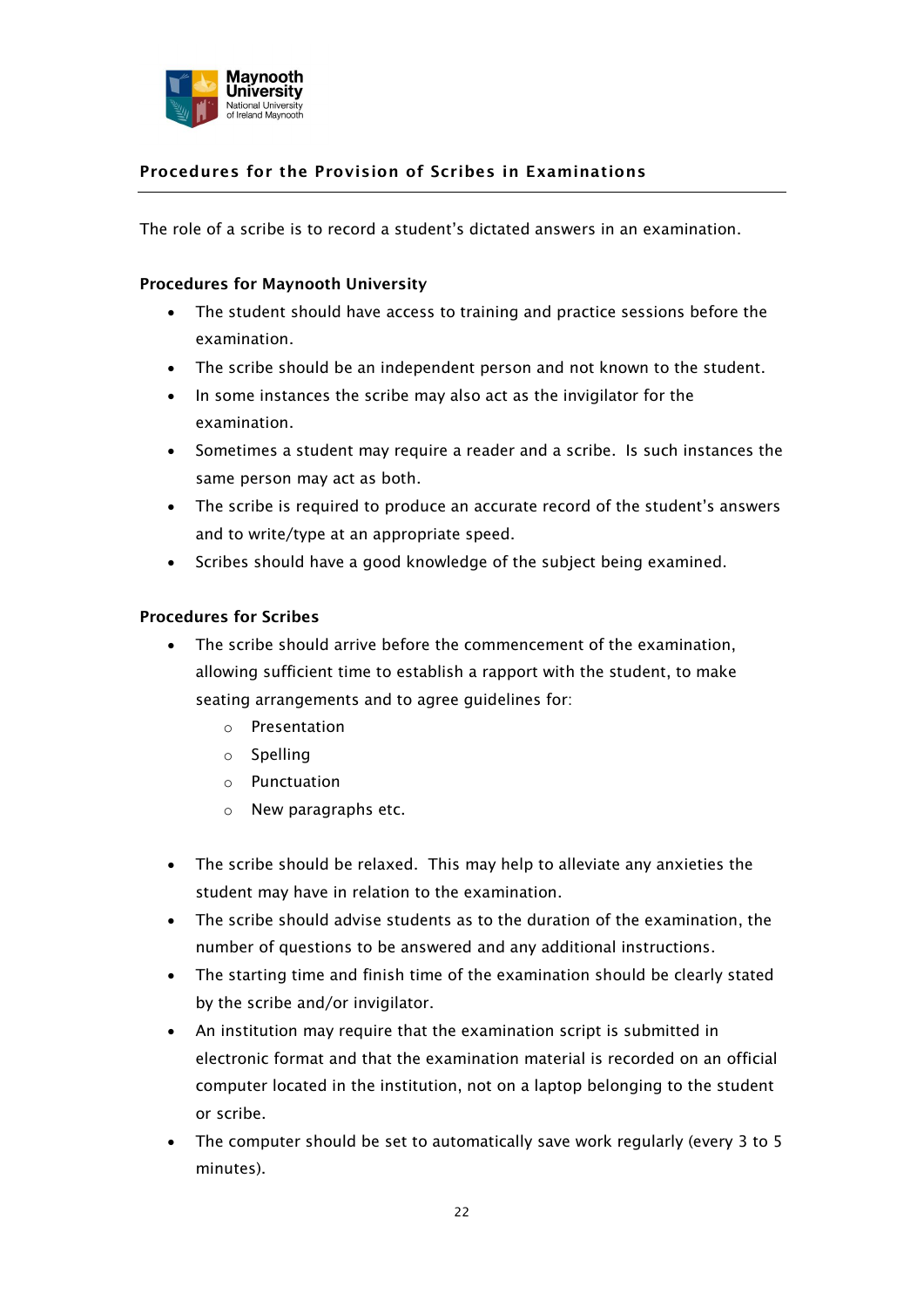## Procedures for the Provision of Scribes in Examinations

The role of a scribe is to record a student's dictated answers in an examination.

### Procedures for Maynooth University

- The student should have access to training and practice sessions before the examination.
- The scribe should be an independent person and not known to the student.
- In some instances the scribe may also act as the invigilator for the examination.
- Sometimes a student may require a reader and a scribe. Is such instances the same person may act as both.
- The scribe is required to produce an accurate record of the student's answers and to write/type at an appropriate speed.
- Scribes should have a good knowledge of the subject being examined.

### Procedures for Scribes

- The scribe should arrive before the commencement of the examination, allowing sufficient time to establish a rapport with the student, to make seating arrangements and to agree guidelines for:
  - Presentation
  - Spelling
  - Punctuation
  - New paragraphs etc.

- The scribe should be relaxed. This may help to alleviate any anxieties the student may have in relation to the examination.
- The scribe should advise students as to the duration of the examination, the number of questions to be answered and any additional instructions.
- The starting time and finish time of the examination should be clearly stated by the scribe and/or invigilator.
- An institution may require that the examination script is submitted in electronic format and that the examination material is recorded on an official computer located in the institution, not on a laptop belonging to the student or scribe.
- The computer should be set to automatically save work regularly (every 3 to 5 minutes).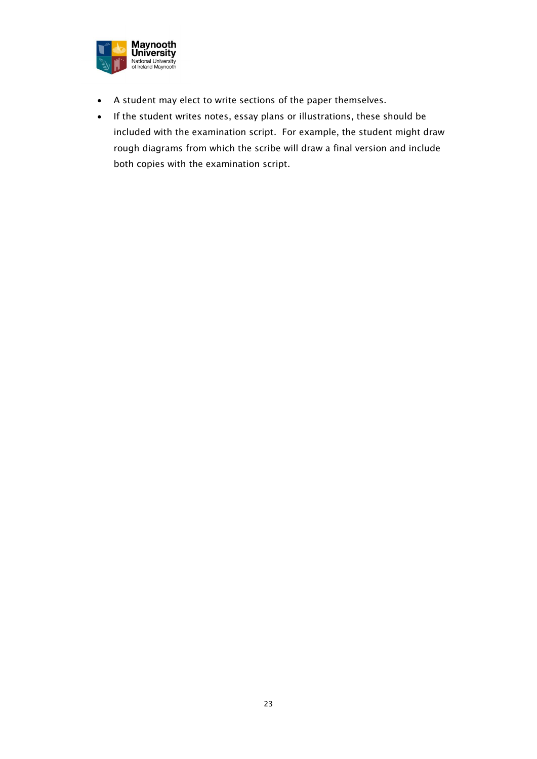- A student may elect to write sections of the paper themselves.
- If the student writes notes, essay plans or illustrations, these should be included with the examination script. For example, the student might draw rough diagrams from which the scribe will draw a final version and include both copies with the examination script.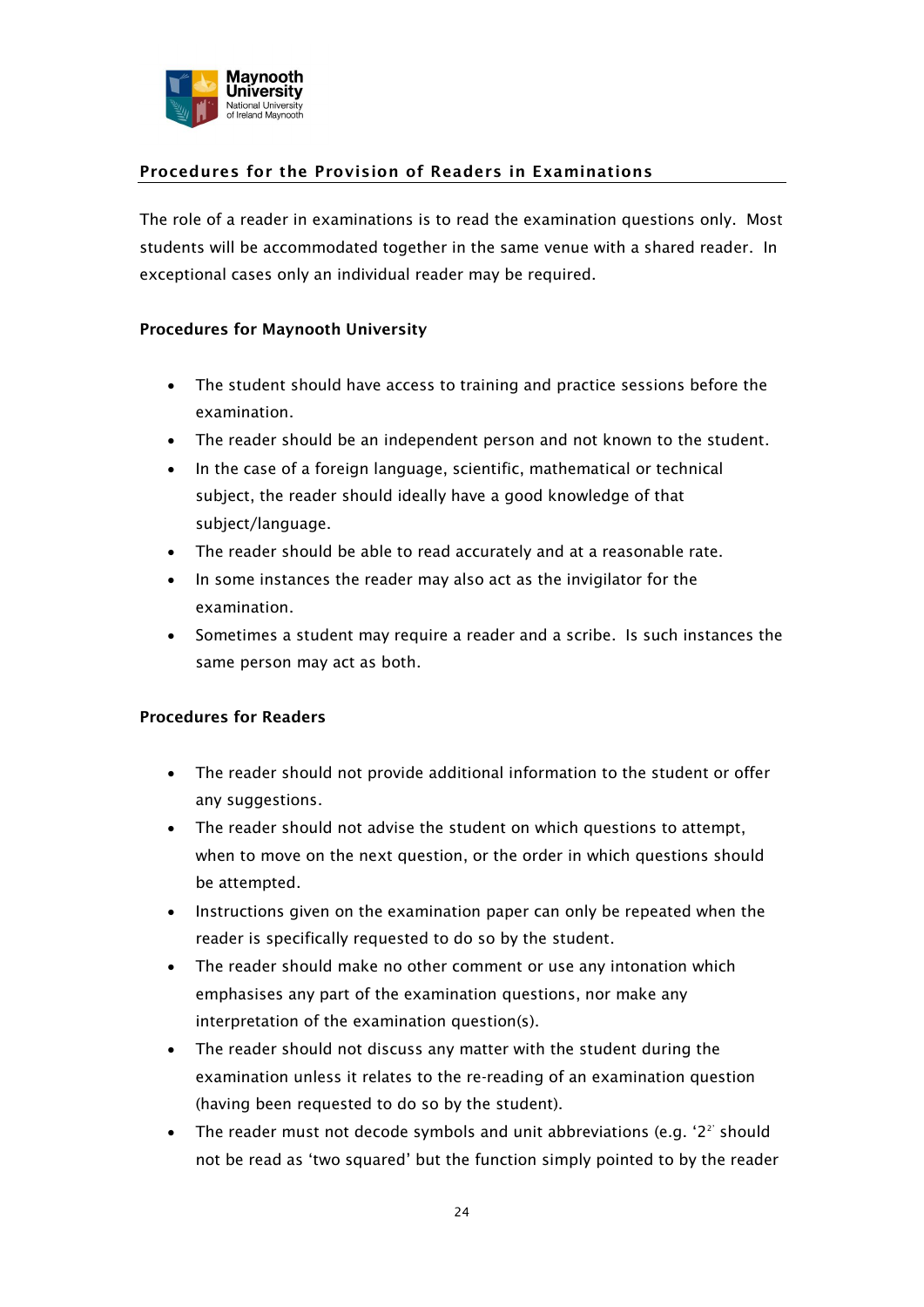## Procedures for the Provision of Readers in Examinations

The role of a reader in examinations is to read the examination questions only. Most students will be accommodated together in the same venue with a shared reader. In exceptional cases only an individual reader may be required.

### Procedures for Maynooth University

- The student should have access to training and practice sessions before the examination.
- The reader should be an independent person and not known to the student.
- In the case of a foreign language, scientific, mathematical or technical subject, the reader should ideally have a good knowledge of that subject/language.
- The reader should be able to read accurately and at a reasonable rate.
- In some instances the reader may also act as the invigilator for the examination.
- Sometimes a student may require a reader and a scribe. Is such instances the same person may act as both.

### Procedures for Readers

- The reader should not provide additional information to the student or offer any suggestions.
- The reader should not advise the student on which questions to attempt, when to move on the next question, or the order in which questions should be attempted.
- Instructions given on the examination paper can only be repeated when the reader is specifically requested to do so by the student.
- The reader should make no other comment or use any intonation which emphasises any part of the examination questions, nor make any interpretation of the examination question(s).
- The reader should not discuss any matter with the student during the examination unless it relates to the re-reading of an examination question (having been requested to do so by the student).
- The reader must not decode symbols and unit abbreviations (e.g. '$2^{2}$' should not be read as 'two squared' but the function simply pointed to by the reader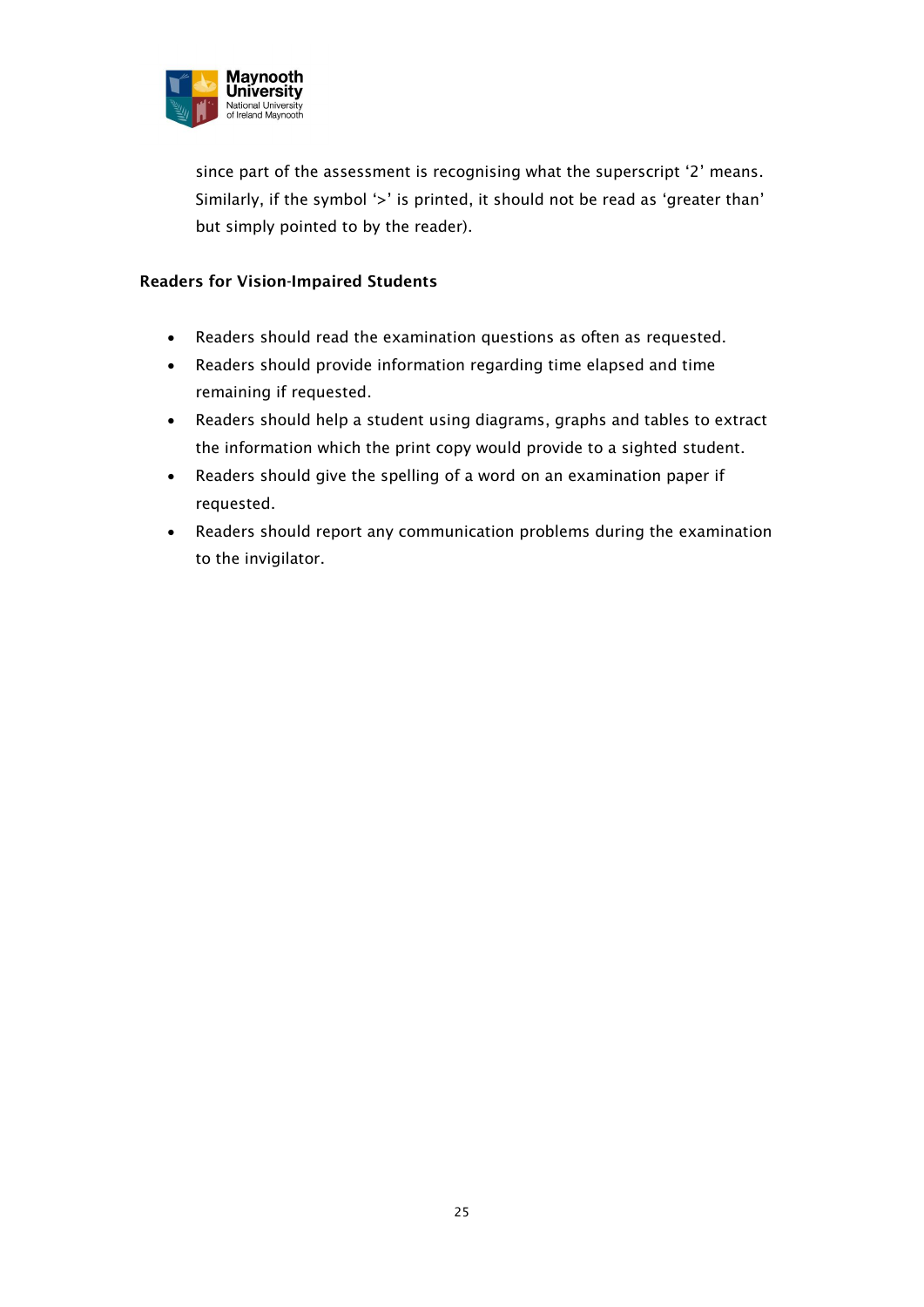since part of the assessment is recognising what the superscript '2' means. Similarly, if the symbol '>' is printed, it should not be read as 'greater than' but simply pointed to by the reader).

**Readers for Vision-Impaired Students**

- Readers should read the examination questions as often as requested.
- Readers should provide information regarding time elapsed and time remaining if requested.
- Readers should help a student using diagrams, graphs and tables to extract the information which the print copy would provide to a sighted student.
- Readers should give the spelling of a word on an examination paper if requested.
- Readers should report any communication problems during the examination to the invigilator.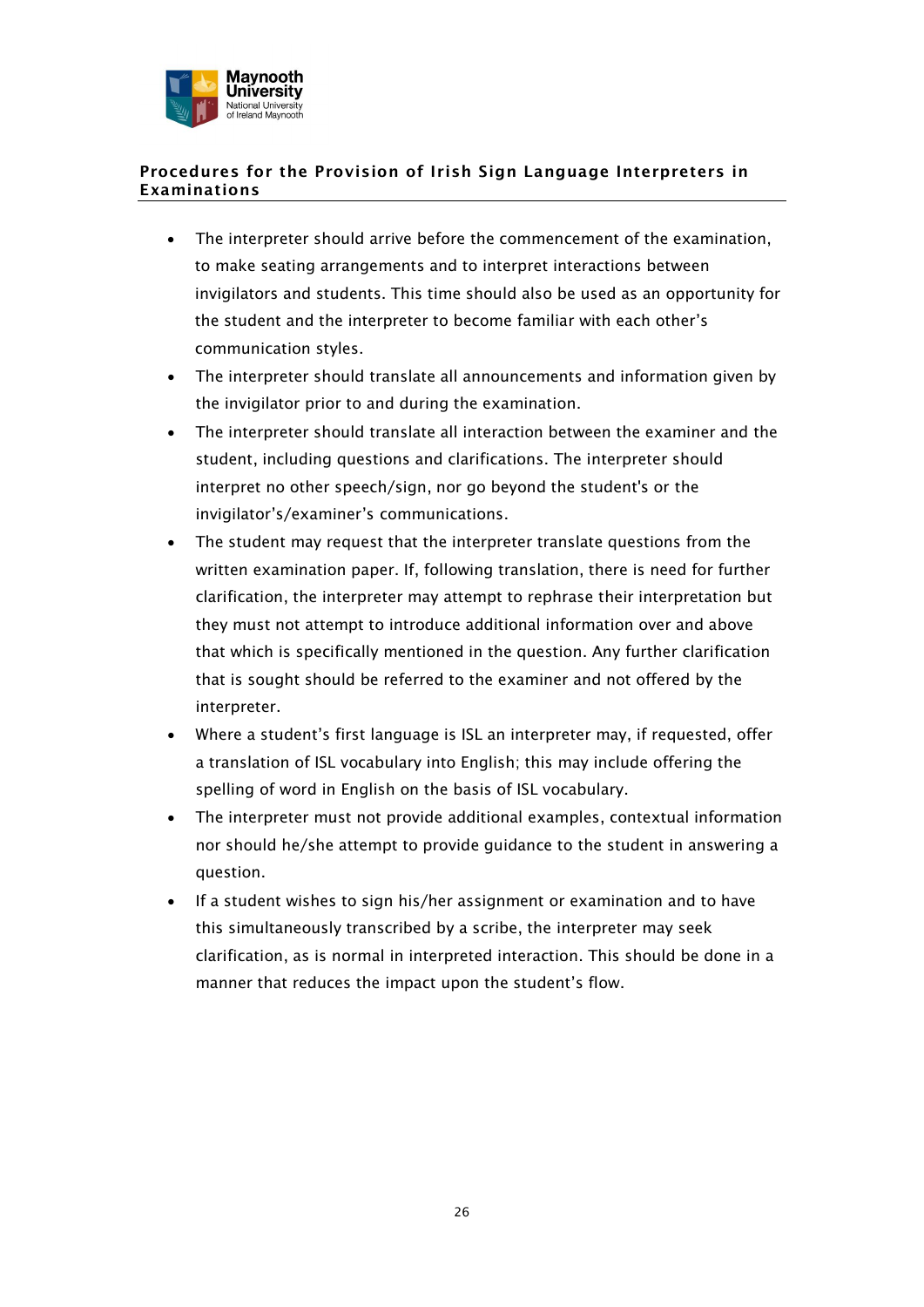## Procedures for the Provision of Irish Sign Language Interpreters in Examinations

- The interpreter should arrive before the commencement of the examination, to make seating arrangements and to interpret interactions between invigilators and students. This time should also be used as an opportunity for the student and the interpreter to become familiar with each other's communication styles.
- The interpreter should translate all announcements and information given by the invigilator prior to and during the examination.
- The interpreter should translate all interaction between the examiner and the student, including questions and clarifications. The interpreter should interpret no other speech/sign, nor go beyond the student's or the invigilator's/examiner's communications.
- The student may request that the interpreter translate questions from the written examination paper. If, following translation, there is need for further clarification, the interpreter may attempt to rephrase their interpretation but they must not attempt to introduce additional information over and above that which is specifically mentioned in the question. Any further clarification that is sought should be referred to the examiner and not offered by the interpreter.
- Where a student's first language is ISL an interpreter may, if requested, offer a translation of ISL vocabulary into English; this may include offering the spelling of word in English on the basis of ISL vocabulary.
- The interpreter must not provide additional examples, contextual information nor should he/she attempt to provide guidance to the student in answering a question.
- If a student wishes to sign his/her assignment or examination and to have this simultaneously transcribed by a scribe, the interpreter may seek clarification, as is normal in interpreted interaction. This should be done in a manner that reduces the impact upon the student's flow.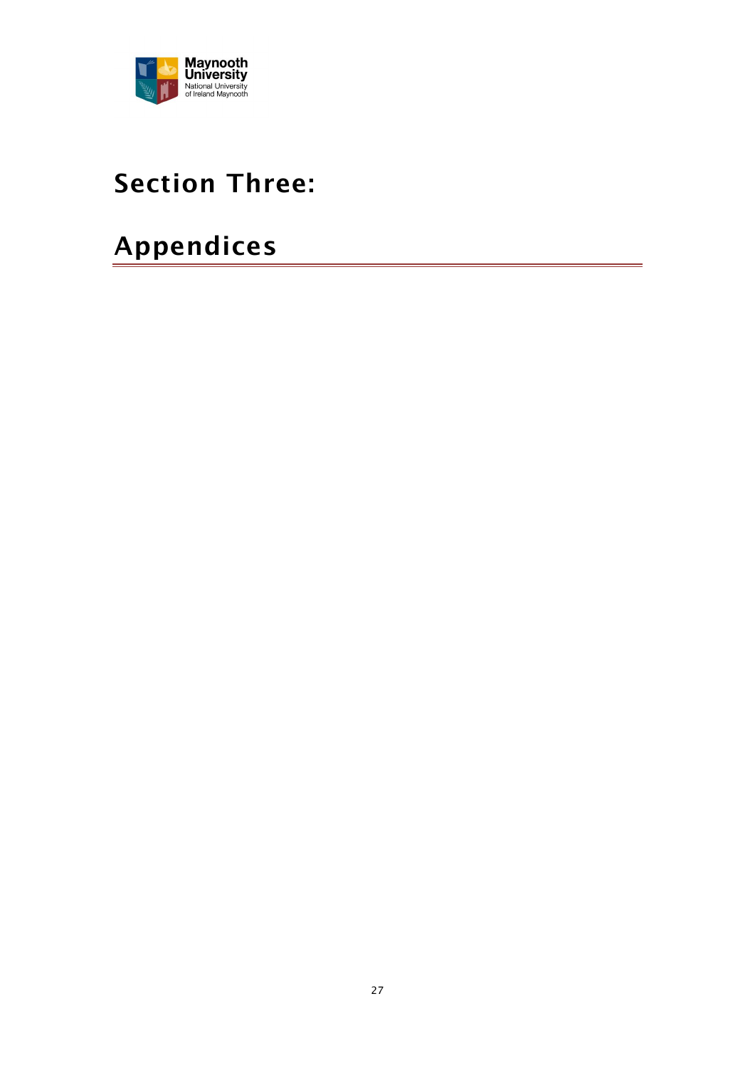# Section Three:

# Appendices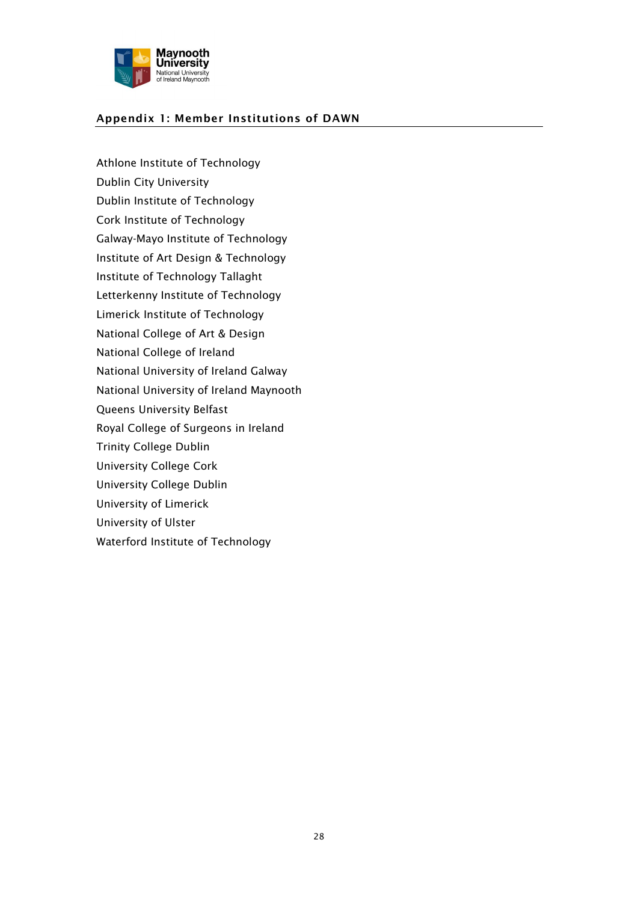## Appendix 1: Member Institutions of DAWN

Athlone Institute of Technology
Dublin City University
Dublin Institute of Technology
Cork Institute of Technology
Galway-Mayo Institute of Technology
Institute of Art Design & Technology
Institute of Technology Tallaght
Letterkenny Institute of Technology
Limerick Institute of Technology
National College of Art & Design
National College of Ireland
National University of Ireland Galway
National University of Ireland Maynooth
Queens University Belfast
Royal College of Surgeons in Ireland
Trinity College Dublin
University College Cork
University College Dublin
University of Limerick
University of Ulster
Waterford Institute of Technology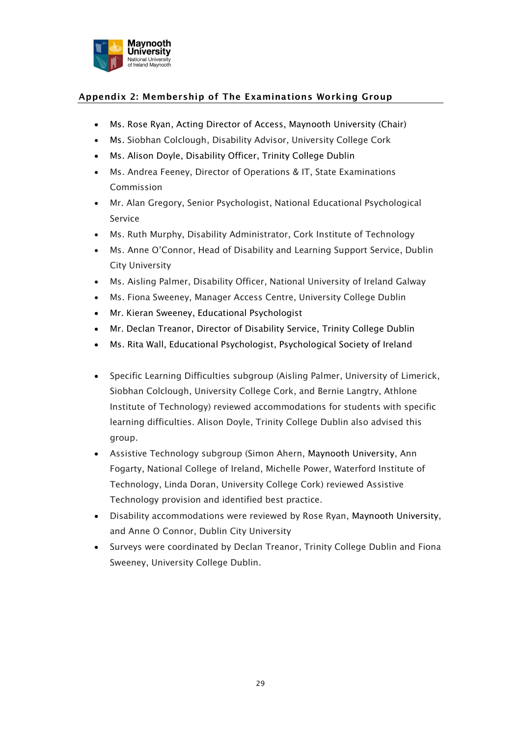## Appendix 2: Membership of The Examinations Working Group

- Ms. Rose Ryan, Acting Director of Access, Maynooth University (Chair)
- Ms. Siobhan Colclough, Disability Advisor, University College Cork
- Ms. Alison Doyle, Disability Officer, Trinity College Dublin
- Ms. Andrea Feeney, Director of Operations & IT, State Examinations Commission
- Mr. Alan Gregory, Senior Psychologist, National Educational Psychological Service
- Ms. Ruth Murphy, Disability Administrator, Cork Institute of Technology
- Ms. Anne O'Connor, Head of Disability and Learning Support Service, Dublin City University
- Ms. Aisling Palmer, Disability Officer, National University of Ireland Galway
- Ms. Fiona Sweeney, Manager Access Centre, University College Dublin
- Mr. Kieran Sweeney, Educational Psychologist
- Mr. Declan Treanor, Director of Disability Service, Trinity College Dublin
- Ms. Rita Wall, Educational Psychologist, Psychological Society of Ireland

- Specific Learning Difficulties subgroup (Aisling Palmer, University of Limerick, Siobhan Colclough, University College Cork, and Bernie Langtry, Athlone Institute of Technology) reviewed accommodations for students with specific learning difficulties. Alison Doyle, Trinity College Dublin also advised this group.
- Assistive Technology subgroup (Simon Ahern, Maynooth University, Ann Fogarty, National College of Ireland, Michelle Power, Waterford Institute of Technology, Linda Doran, University College Cork) reviewed Assistive Technology provision and identified best practice.
- Disability accommodations were reviewed by Rose Ryan, Maynooth University, and Anne O Connor, Dublin City University
- Surveys were coordinated by Declan Treanor, Trinity College Dublin and Fiona Sweeney, University College Dublin.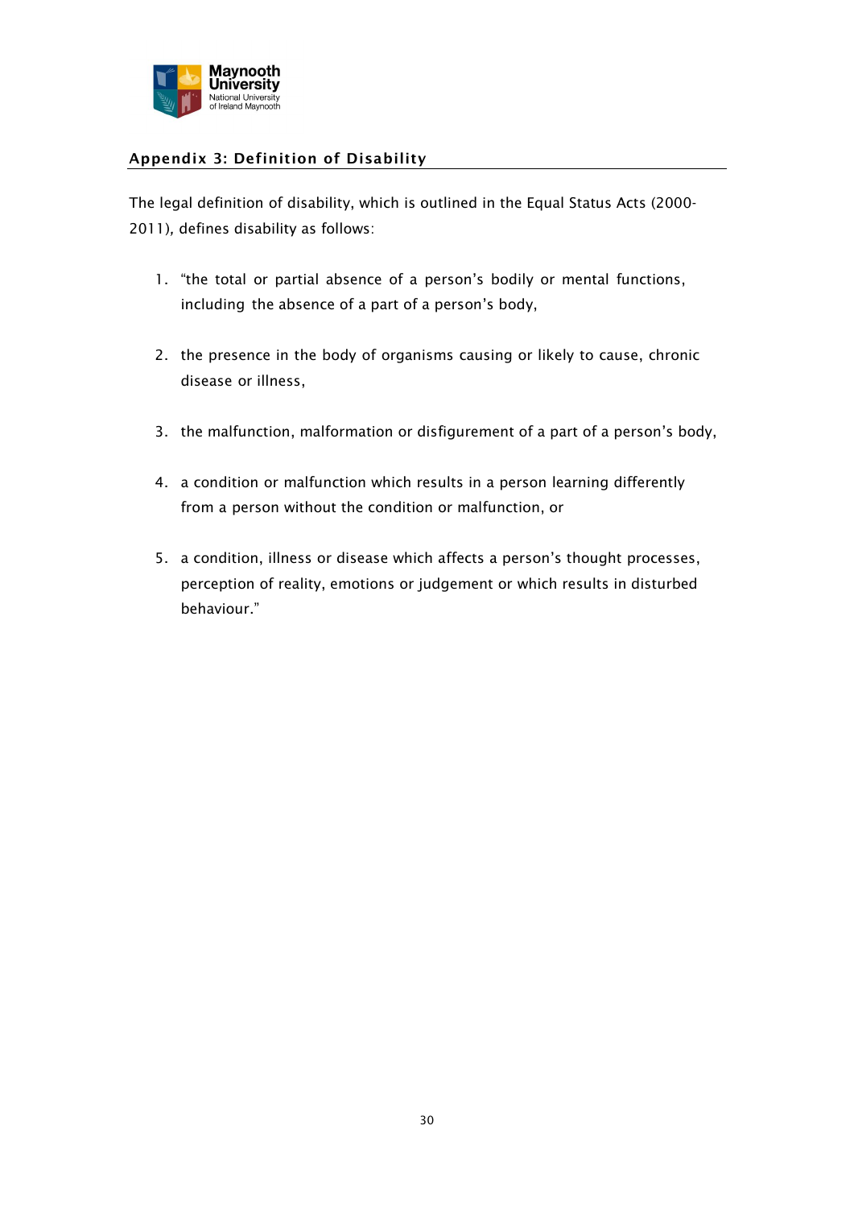## Appendix 3: Definition of Disability

The legal definition of disability, which is outlined in the Equal Status Acts (2000-2011), defines disability as follows:

1. "the total or partial absence of a person's bodily or mental functions, including the absence of a part of a person's body,

2. the presence in the body of organisms causing or likely to cause, chronic disease or illness,

3. the malfunction, malformation or disfigurement of a part of a person's body,

4. a condition or malfunction which results in a person learning differently from a person without the condition or malfunction, or

5. a condition, illness or disease which affects a person's thought processes, perception of reality, emotions or judgement or which results in disturbed behaviour."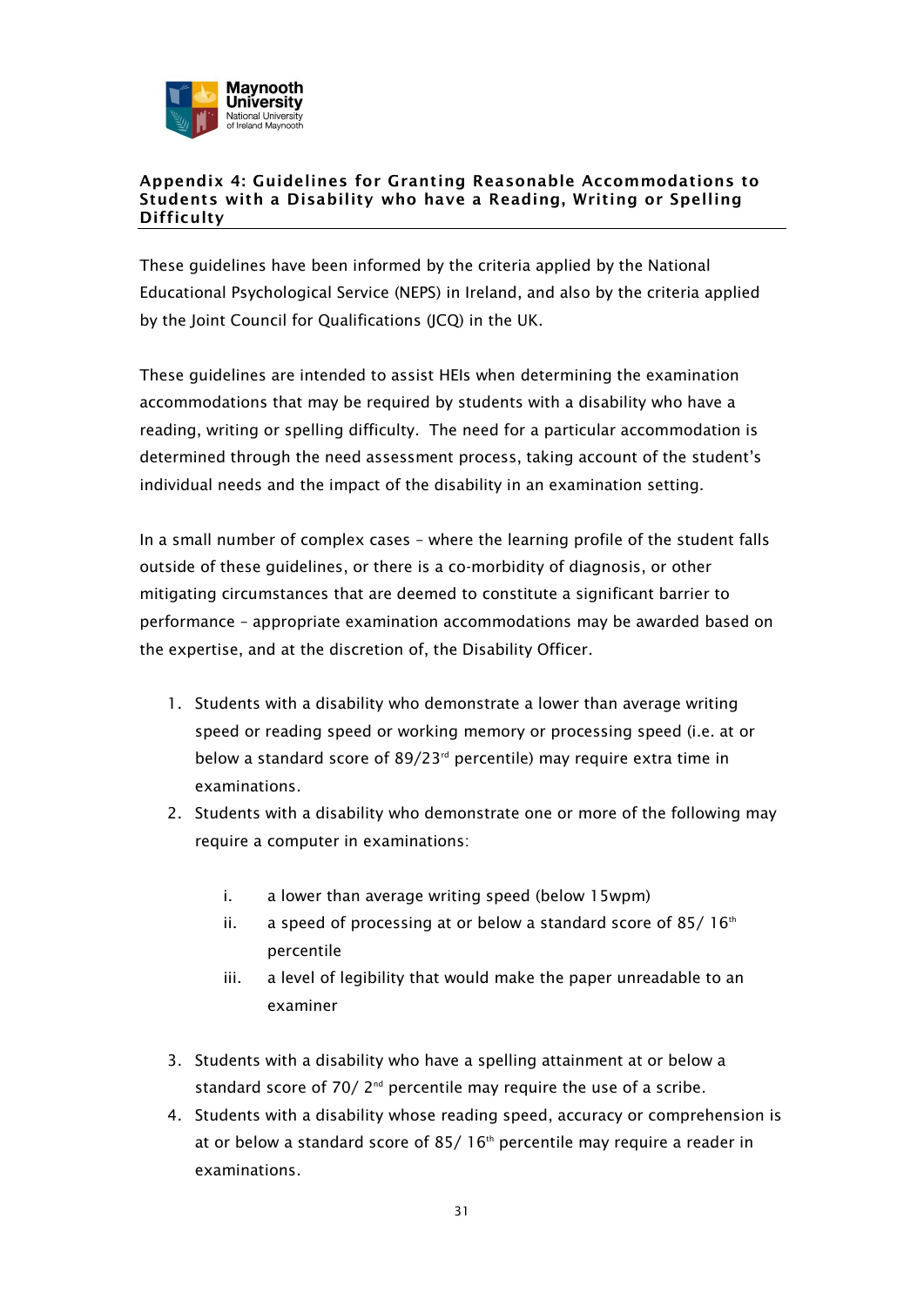## Appendix 4: Guidelines for Granting Reasonable Accommodations to Students with a Disability who have a Reading, Writing or Spelling Difficulty

These guidelines have been informed by the criteria applied by the National Educational Psychological Service (NEPS) in Ireland, and also by the criteria applied by the Joint Council for Qualifications (JCQ) in the UK.

These guidelines are intended to assist HEIs when determining the examination accommodations that may be required by students with a disability who have a reading, writing or spelling difficulty. The need for a particular accommodation is determined through the need assessment process, taking account of the student's individual needs and the impact of the disability in an examination setting.

In a small number of complex cases – where the learning profile of the student falls outside of these guidelines, or there is a co-morbidity of diagnosis, or other mitigating circumstances that are deemed to constitute a significant barrier to performance – appropriate examination accommodations may be awarded based on the expertise, and at the discretion of, the Disability Officer.

1. Students with a disability who demonstrate a lower than average writing speed or reading speed or working memory or processing speed (i.e. at or below a standard score of 89/23rd percentile) may require extra time in examinations.
2. Students with a disability who demonstrate one or more of the following may require a computer in examinations:

   i. a lower than average writing speed (below 15wpm)
   ii. a speed of processing at or below a standard score of 85/ 16th percentile
   iii. a level of legibility that would make the paper unreadable to an examiner

3. Students with a disability who have a spelling attainment at or below a standard score of 70/ 2nd percentile may require the use of a scribe.
4. Students with a disability whose reading speed, accuracy or comprehension is at or below a standard score of 85/ 16th percentile may require a reader in examinations.